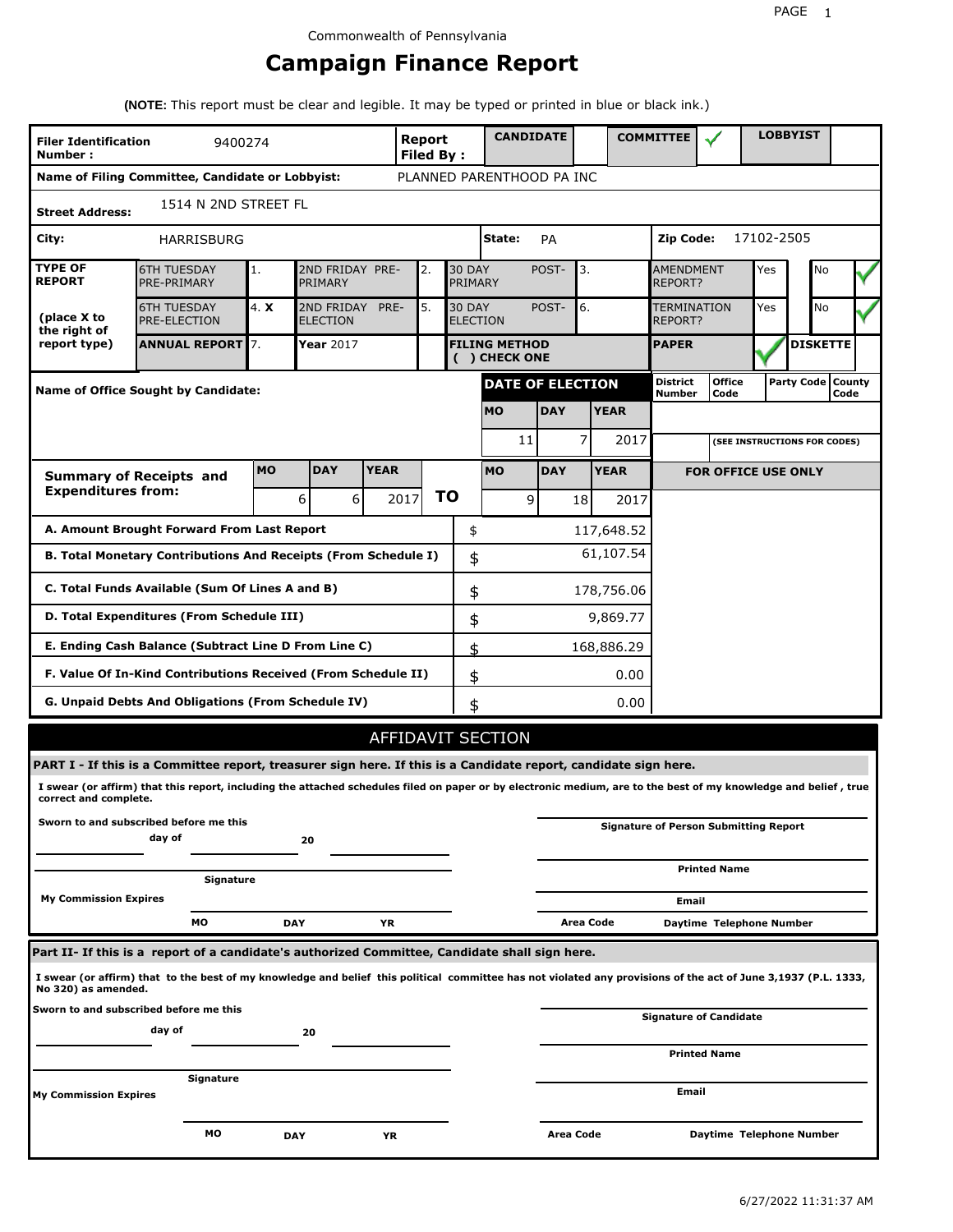Commonwealth of Pennsylvania

# Campaign Finance Report

**(NOTE:** This report must be clear and legible. It may be typed or printed in blue or black ink.)

| **Filer Identification Number :** | 9400274 | **Report Filed By :** | **CANDIDATE** | | **COMMITTEE** | ✓ | **LOBBYIST** | |
|---|---|---|---|---|---|---|---|---|

**Name of Filing Committee, Candidate or Lobbyist:** PLANNED PARENTHOOD PA INC

**Street Address:** 1514 N 2ND STREET FL

**City:** HARRISBURG **State:** PA **Zip Code:** 17102-2505

| **TYPE OF REPORT** | 6TH TUESDAY PRE-PRIMARY | 1. | 2ND FRIDAY PRE-PRIMARY | 2. | 30 DAY POST-PRIMARY | 3. | AMENDMENT REPORT? | Yes | | No | ✓ |
|---|---|---|---|---|---|---|---|---|---|---|---|
| **(place X to the right of report type)** | 6TH TUESDAY PRE-ELECTION | 4. **X** | 2ND FRIDAY PRE-ELECTION | 5. | 30 DAY POST-ELECTION | 6. | TERMINATION REPORT? | Yes | | No | ✓ |
| | **ANNUAL REPORT** | 7. | **Year** 2017 | | **FILING METHOD ( ) CHECK ONE** | | **PAPER** | ✓ | **DISKETTE** | | |

**Name of Office Sought by Candidate:**

| **DATE OF ELECTION** | | |
|---|---|---|
| **MO** | **DAY** | **YEAR** |
| 11 | 7 | 2017 |

| **District Number** | **Office Code** | **Party Code** | **County Code** |
|---|---|---|---|
| | | | |

(SEE INSTRUCTIONS FOR CODES)

| **Summary of Receipts and Expenditures from:** | **MO** | **DAY** | **YEAR** | | **MO** | **DAY** | **YEAR** |
|---|---|---|---|---|---|---|---|
| | 6 | 6 | 2017 | **TO** | 9 | 18 | 2017 |

**FOR OFFICE USE ONLY**

| | | |
|---|---|---|
| **A. Amount Brought Forward From Last Report** | $ | 117,648.52 |
| **B. Total Monetary Contributions And Receipts (From Schedule I)** | $ | 61,107.54 |
| **C. Total Funds Available (Sum Of Lines A and B)** | $ | 178,756.06 |
| **D. Total Expenditures (From Schedule III)** | $ | 9,869.77 |
| **E. Ending Cash Balance (Subtract Line D From Line C)** | $ | 168,886.29 |
| **F. Value Of In-Kind Contributions Received (From Schedule II)** | $ | 0.00 |
| **G. Unpaid Debts And Obligations (From Schedule IV)** | $ | 0.00 |

## AFFIDAVIT SECTION

**PART I - If this is a Committee report, treasurer sign here. If this is a Candidate report, candidate sign here.**

**I swear (or affirm) that this report, including the attached schedules filed on paper or by electronic medium, are to the best of my knowledge and belief , true correct and complete.**

**Sworn to and subscribed before me this** ______ **day of** ______ **20** ______

**Signature** ______

**My Commission Expires** **MO** ______ **DAY** ______ **YR** ______

**Signature of Person Submitting Report** ______

**Printed Name** ______

**Email** ______

**Area Code** ______ **Daytime Telephone Number** ______

**Part II- If this is a report of a candidate's authorized Committee, Candidate shall sign here.**

**I swear (or affirm) that to the best of my knowledge and belief this political committee has not violated any provisions of the act of June 3,1937 (P.L. 1333, No 320) as amended.**

**Sworn to and subscribed before me this** ______ **day of** ______ **20** ______

**Signature** ______

**My Commission Expires** **MO** ______ **DAY** ______ **YR** ______

**Signature of Candidate** ______

**Printed Name** ______

**Email** ______

**Area Code** ______ **Daytime Telephone Number** ______

6/27/2022 11:31:37 AM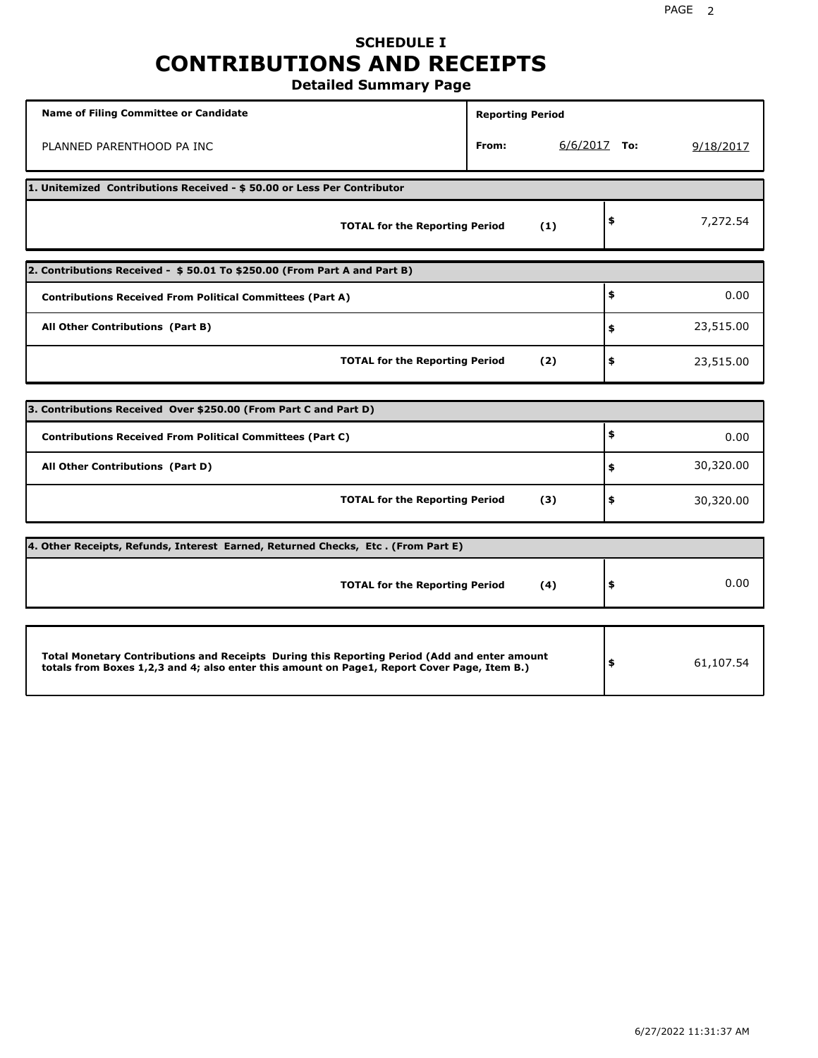# SCHEDULE I
# CONTRIBUTIONS AND RECEIPTS
## Detailed Summary Page

| Name of Filing Committee or Candidate | Reporting Period | |
|---|---|---|
| PLANNED PARENTHOOD PA INC | From: 6/6/2017 | To: 9/18/2017 |

**1. Unitemized Contributions Received - $ 50.00 or Less Per Contributor**

| | | |
|---|---|---|
| **TOTAL for the Reporting Period** | **(1)** | $ 7,272.54 |

**2. Contributions Received - $ 50.01 To $250.00 (From Part A and Part B)**

| | | |
|---|---|---|
| **Contributions Received From Political Committees (Part A)** | | $ 0.00 |
| **All Other Contributions (Part B)** | | $ 23,515.00 |
| **TOTAL for the Reporting Period** | **(2)** | $ 23,515.00 |

**3. Contributions Received Over $250.00 (From Part C and Part D)**

| | | |
|---|---|---|
| **Contributions Received From Political Committees (Part C)** | | $ 0.00 |
| **All Other Contributions (Part D)** | | $ 30,320.00 |
| **TOTAL for the Reporting Period** | **(3)** | $ 30,320.00 |

**4. Other Receipts, Refunds, Interest Earned, Returned Checks, Etc . (From Part E)**

| | | |
|---|---|---|
| **TOTAL for the Reporting Period** | **(4)** | $ 0.00 |

| | |
|---|---|
| **Total Monetary Contributions and Receipts During this Reporting Period (Add and enter amount totals from Boxes 1,2,3 and 4; also enter this amount on Page1, Report Cover Page, Item B.)** | $ 61,107.54 |

6/27/2022 11:31:37 AM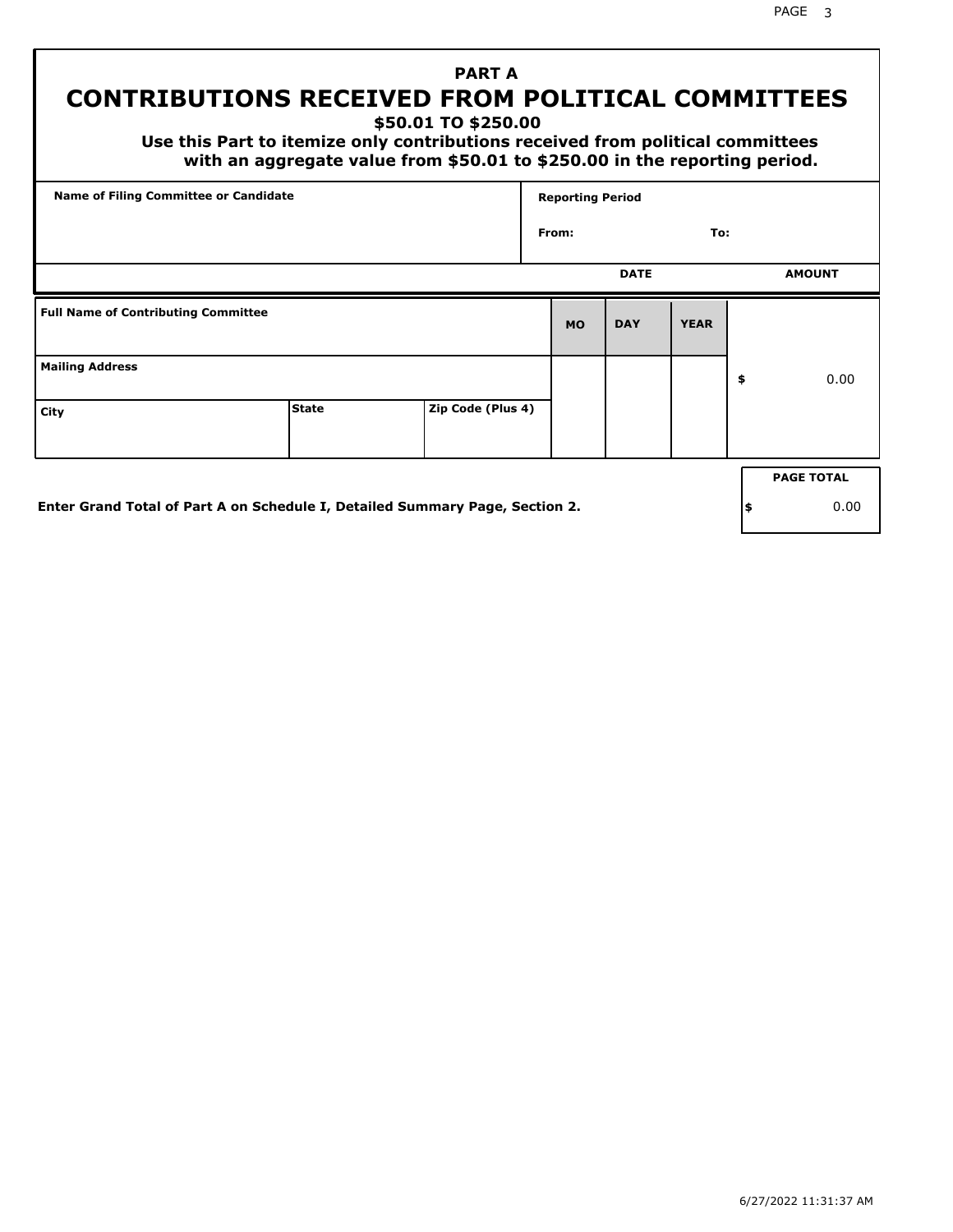## PART A

# CONTRIBUTIONS RECEIVED FROM POLITICAL COMMITTEES

**$50.01 TO $250.00**

**Use this Part to itemize only contributions received from political committees with an aggregate value from $50.01 to $250.00 in the reporting period.**

| Name of Filing Committee or Candidate | Reporting Period |
|---|---|
| | From: To: |

| Full Name of Contributing Committee | | | DATE MO | DATE DAY | DATE YEAR | AMOUNT |
|---|---|---|---|---|---|---|
| Mailing Address | | | | | | $ 0.00 |
| City | State | Zip Code (Plus 4) | | | | |

**Enter Grand Total of Part A on Schedule I, Detailed Summary Page, Section 2.**

| PAGE TOTAL |
|---|
| $ 0.00 |

6/27/2022 11:31:37 AM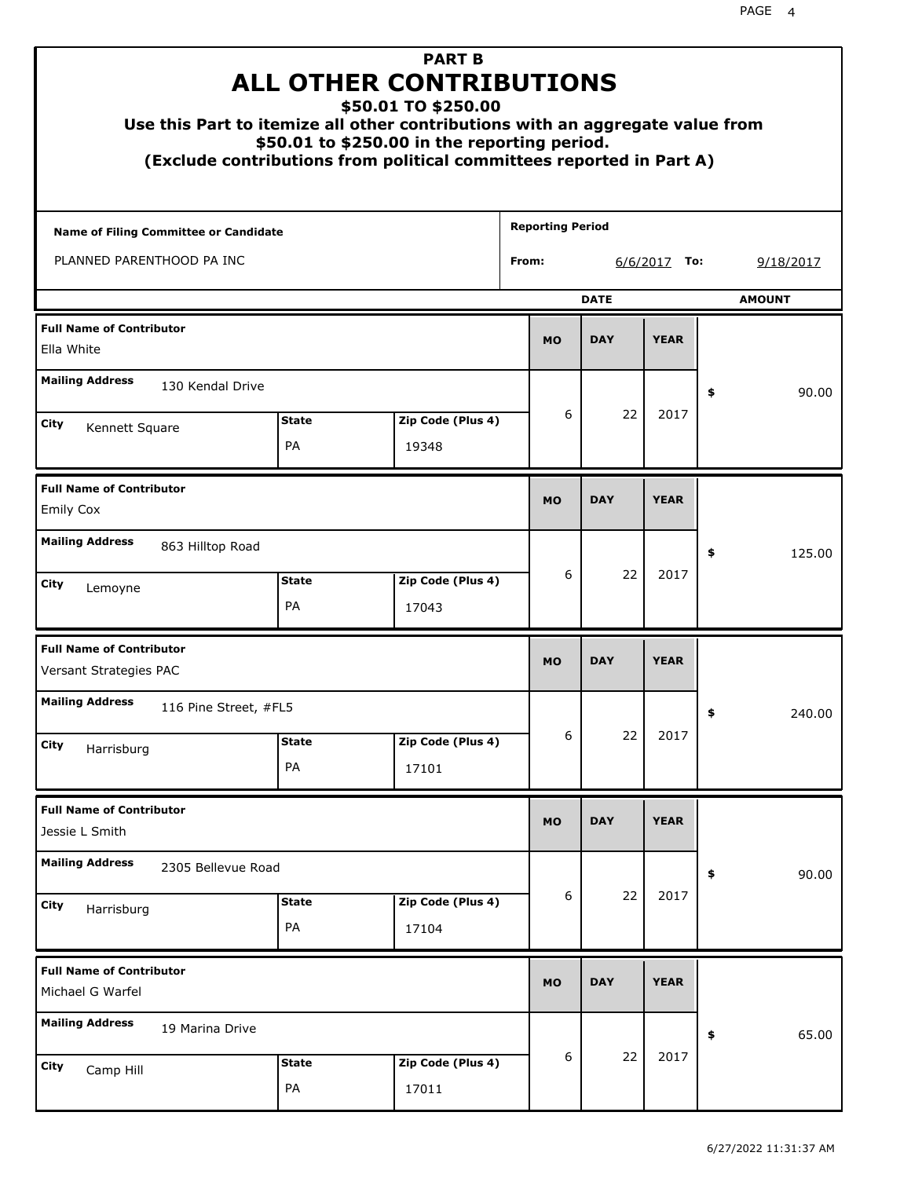# PART B
## ALL OTHER CONTRIBUTIONS
### $50.01 TO $250.00

**Use this Part to itemize all other contributions with an aggregate value from $50.01 to $250.00 in the reporting period.**
**(Exclude contributions from political committees reported in Part A)**

| Name of Filing Committee or Candidate | Reporting Period |
|---|---|
| PLANNED PARENTHOOD PA INC | From: 6/6/2017 To: 9/18/2017 |

| Full Name of Contributor | Mailing Address | City | State | Zip Code (Plus 4) | MO | DAY | YEAR | AMOUNT |
|---|---|---|---|---|---|---|---|---|
| Ella White | 130 Kendal Drive | Kennett Square | PA | 19348 | 6 | 22 | 2017 | $ 90.00 |
| Emily Cox | 863 Hilltop Road | Lemoyne | PA | 17043 | 6 | 22 | 2017 | $ 125.00 |
| Versant Strategies PAC | 116 Pine Street, #FL5 | Harrisburg | PA | 17101 | 6 | 22 | 2017 | $ 240.00 |
| Jessie L Smith | 2305 Bellevue Road | Harrisburg | PA | 17104 | 6 | 22 | 2017 | $ 90.00 |
| Michael G Warfel | 19 Marina Drive | Camp Hill | PA | 17011 | 6 | 22 | 2017 | $ 65.00 |

6/27/2022 11:31:37 AM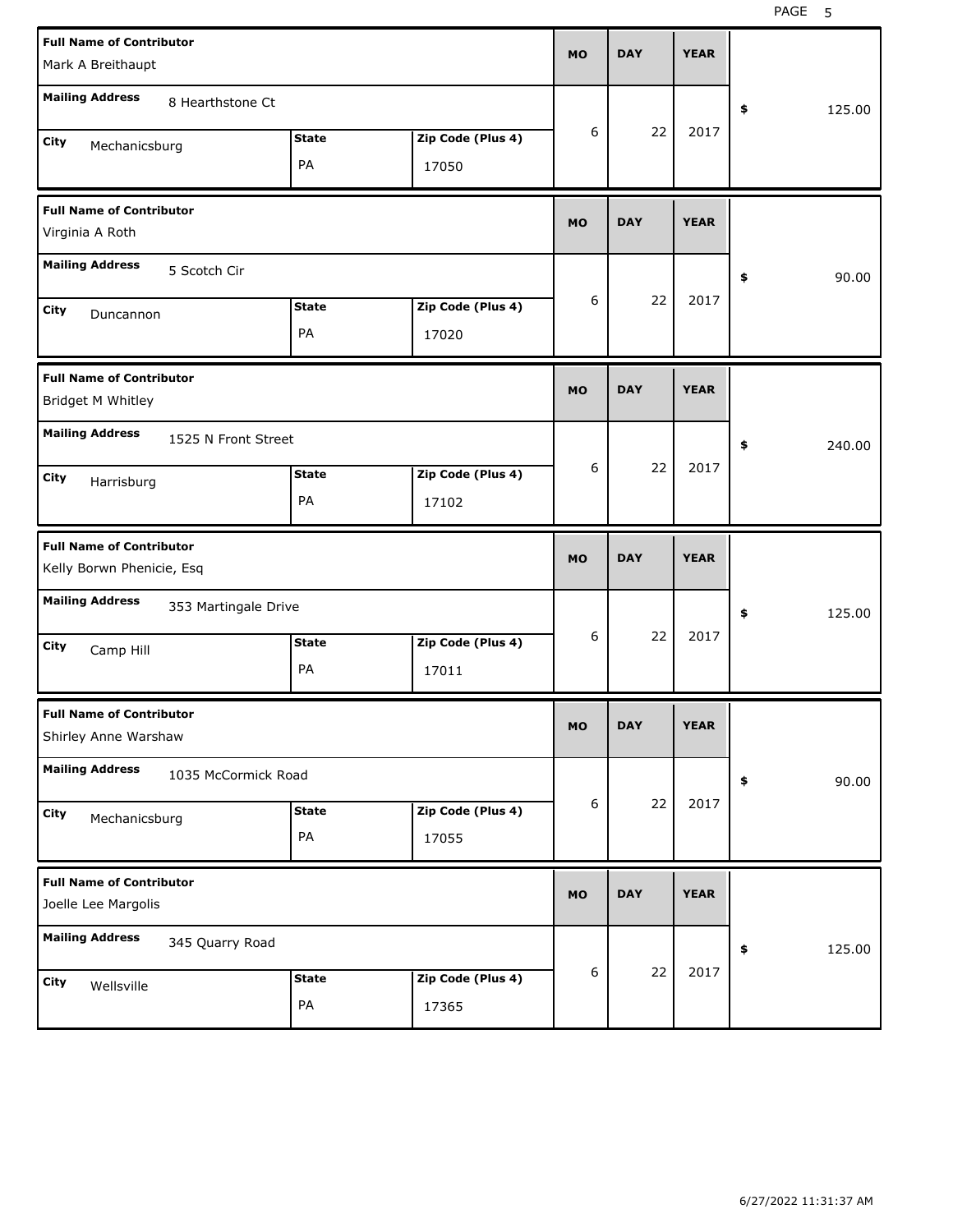| Full Name of Contributor | Mailing Address | City | State | Zip Code (Plus 4) | MO | DAY | YEAR | $ |
|---|---|---|---|---|---|---|---|---|
| Mark A Breithaupt | 8 Hearthstone Ct | Mechanicsburg | PA | 17050 | 6 | 22 | 2017 | 125.00 |
| Virginia A Roth | 5 Scotch Cir | Duncannon | PA | 17020 | 6 | 22 | 2017 | 90.00 |
| Bridget M Whitley | 1525 N Front Street | Harrisburg | PA | 17102 | 6 | 22 | 2017 | 240.00 |
| Kelly Borwn Phenicie, Esq | 353 Martingale Drive | Camp Hill | PA | 17011 | 6 | 22 | 2017 | 125.00 |
| Shirley Anne Warshaw | 1035 McCormick Road | Mechanicsburg | PA | 17055 | 6 | 22 | 2017 | 90.00 |
| Joelle Lee Margolis | 345 Quarry Road | Wellsville | PA | 17365 | 6 | 22 | 2017 | 125.00 |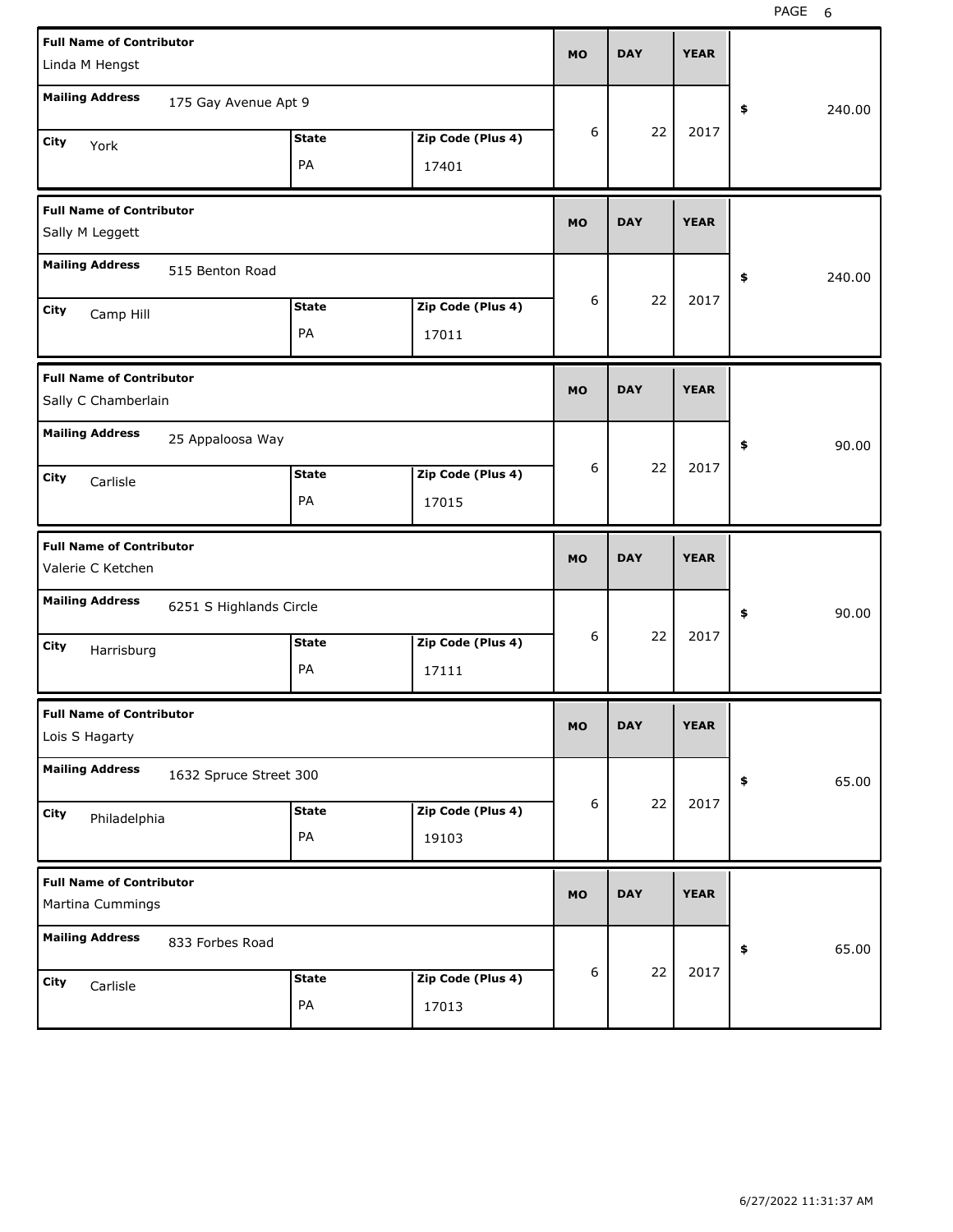| Full Name of Contributor | Mailing Address | City | State | Zip Code (Plus 4) | MO | DAY | YEAR | $ |
|---|---|---|---|---|---|---|---|---|
| Linda M Hengst | 175 Gay Avenue Apt 9 | York | PA | 17401 | 6 | 22 | 2017 | 240.00 |
| Sally M Leggett | 515 Benton Road | Camp Hill | PA | 17011 | 6 | 22 | 2017 | 240.00 |
| Sally C Chamberlain | 25 Appaloosa Way | Carlisle | PA | 17015 | 6 | 22 | 2017 | 90.00 |
| Valerie C Ketchen | 6251 S Highlands Circle | Harrisburg | PA | 17111 | 6 | 22 | 2017 | 90.00 |
| Lois S Hagarty | 1632 Spruce Street 300 | Philadelphia | PA | 19103 | 6 | 22 | 2017 | 65.00 |
| Martina Cummings | 833 Forbes Road | Carlisle | PA | 17013 | 6 | 22 | 2017 | 65.00 |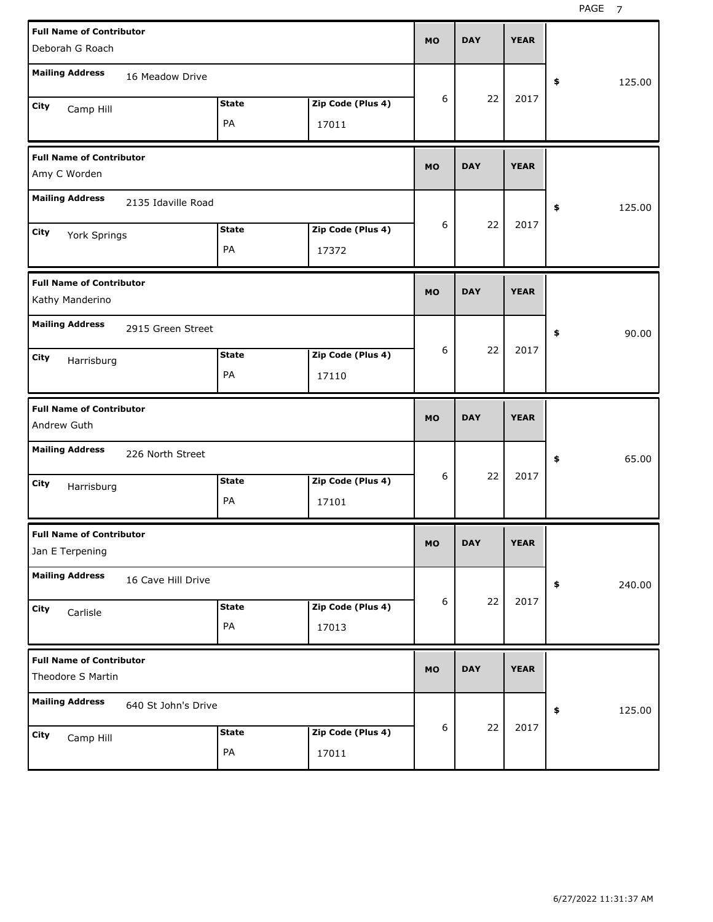| Full Name of Contributor | Mailing Address | City | State | Zip Code (Plus 4) | MO | DAY | YEAR | $ |
|---|---|---|---|---|---|---|---|---|
| Deborah G Roach | 16 Meadow Drive | Camp Hill | PA | 17011 | 6 | 22 | 2017 | 125.00 |
| Amy C Worden | 2135 Idaville Road | York Springs | PA | 17372 | 6 | 22 | 2017 | 125.00 |
| Kathy Manderino | 2915 Green Street | Harrisburg | PA | 17110 | 6 | 22 | 2017 | 90.00 |
| Andrew Guth | 226 North Street | Harrisburg | PA | 17101 | 6 | 22 | 2017 | 65.00 |
| Jan E Terpening | 16 Cave Hill Drive | Carlisle | PA | 17013 | 6 | 22 | 2017 | 240.00 |
| Theodore S Martin | 640 St John's Drive | Camp Hill | PA | 17011 | 6 | 22 | 2017 | 125.00 |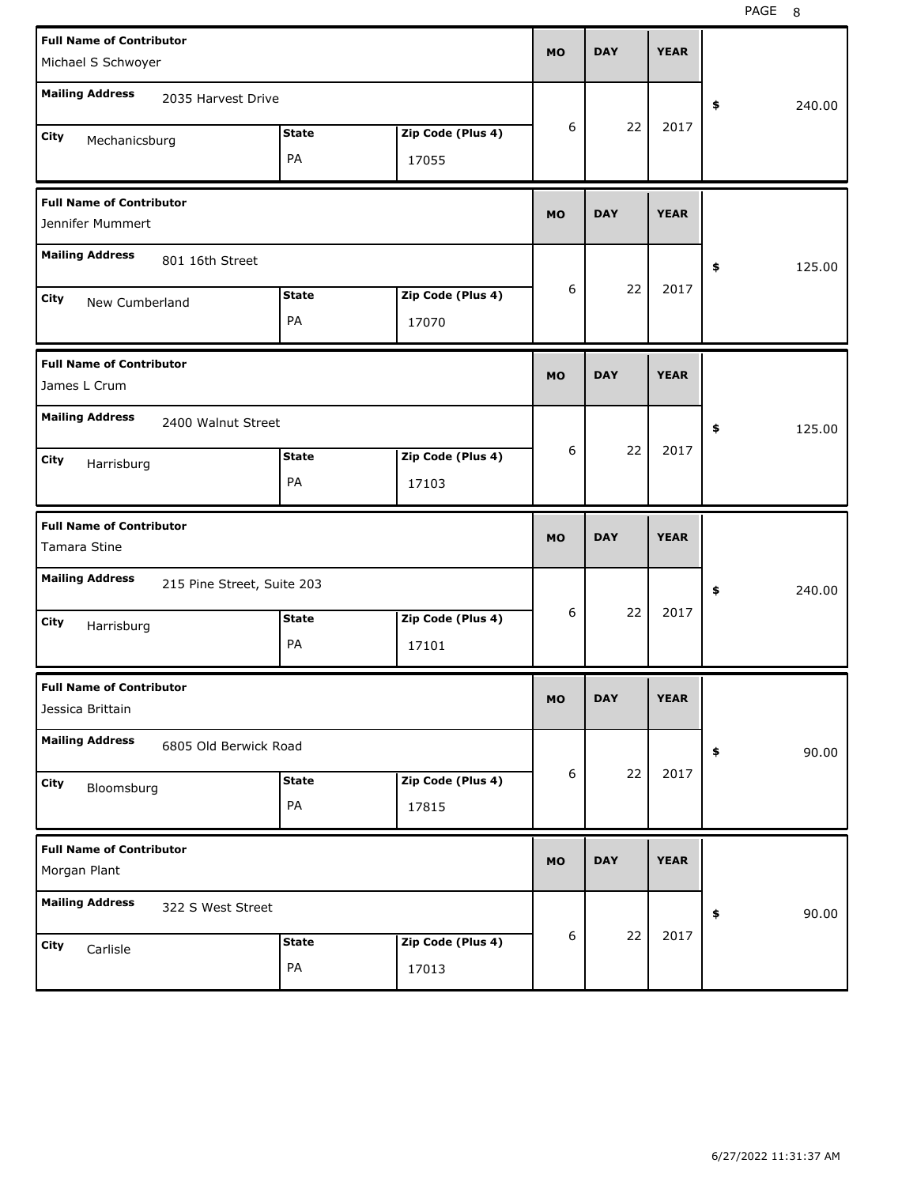| Full Name of Contributor | Mailing Address | City | State | Zip Code (Plus 4) | MO | DAY | YEAR | $ |
|---|---|---|---|---|---|---|---|---|
| Michael S Schwoyer | 2035 Harvest Drive | Mechanicsburg | PA | 17055 | 6 | 22 | 2017 | 240.00 |
| Jennifer Mummert | 801 16th Street | New Cumberland | PA | 17070 | 6 | 22 | 2017 | 125.00 |
| James L Crum | 2400 Walnut Street | Harrisburg | PA | 17103 | 6 | 22 | 2017 | 125.00 |
| Tamara Stine | 215 Pine Street, Suite 203 | Harrisburg | PA | 17101 | 6 | 22 | 2017 | 240.00 |
| Jessica Brittain | 6805 Old Berwick Road | Bloomsburg | PA | 17815 | 6 | 22 | 2017 | 90.00 |
| Morgan Plant | 322 S West Street | Carlisle | PA | 17013 | 6 | 22 | 2017 | 90.00 |

6/27/2022 11:31:37 AM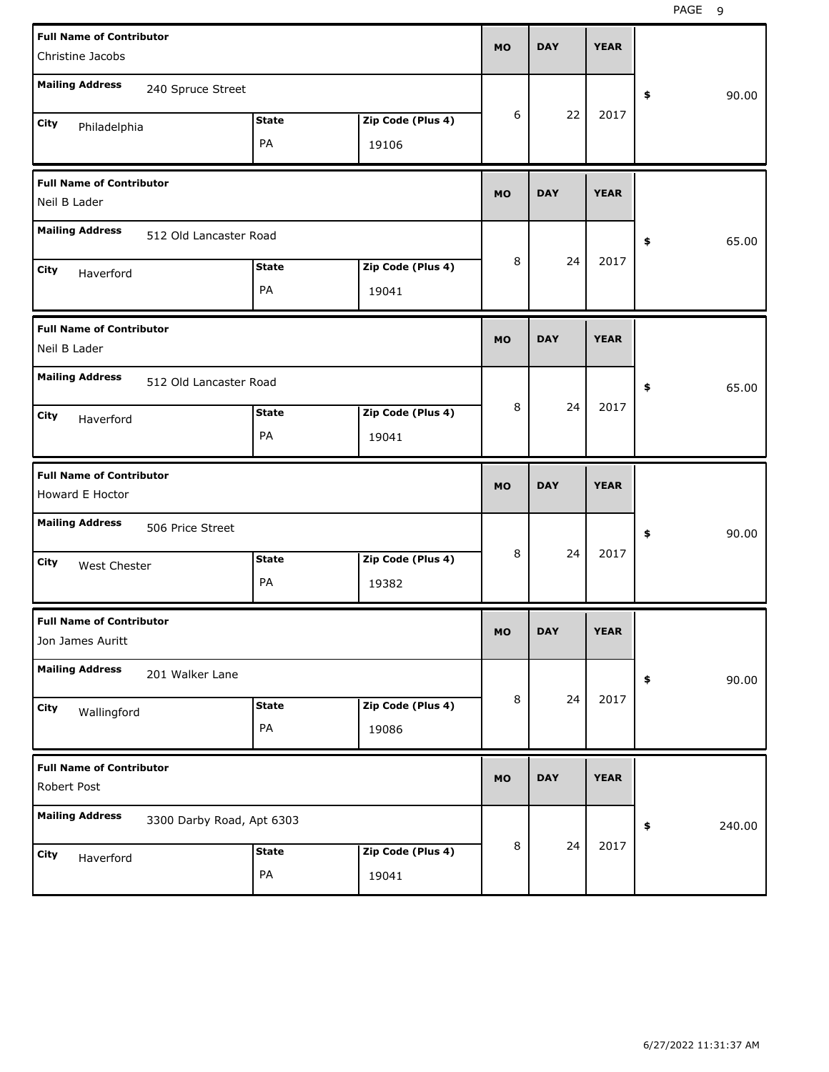| Full Name of Contributor | Mailing Address | City | State | Zip Code (Plus 4) | MO | DAY | YEAR | $ |
|---|---|---|---|---|---|---|---|---|
| Christine Jacobs | 240 Spruce Street | Philadelphia | PA | 19106 | 6 | 22 | 2017 | 90.00 |
| Neil B Lader | 512 Old Lancaster Road | Haverford | PA | 19041 | 8 | 24 | 2017 | 65.00 |
| Neil B Lader | 512 Old Lancaster Road | Haverford | PA | 19041 | 8 | 24 | 2017 | 65.00 |
| Howard E Hoctor | 506 Price Street | West Chester | PA | 19382 | 8 | 24 | 2017 | 90.00 |
| Jon James Auritt | 201 Walker Lane | Wallingford | PA | 19086 | 8 | 24 | 2017 | 90.00 |
| Robert Post | 3300 Darby Road, Apt 6303 | Haverford | PA | 19041 | 8 | 24 | 2017 | 240.00 |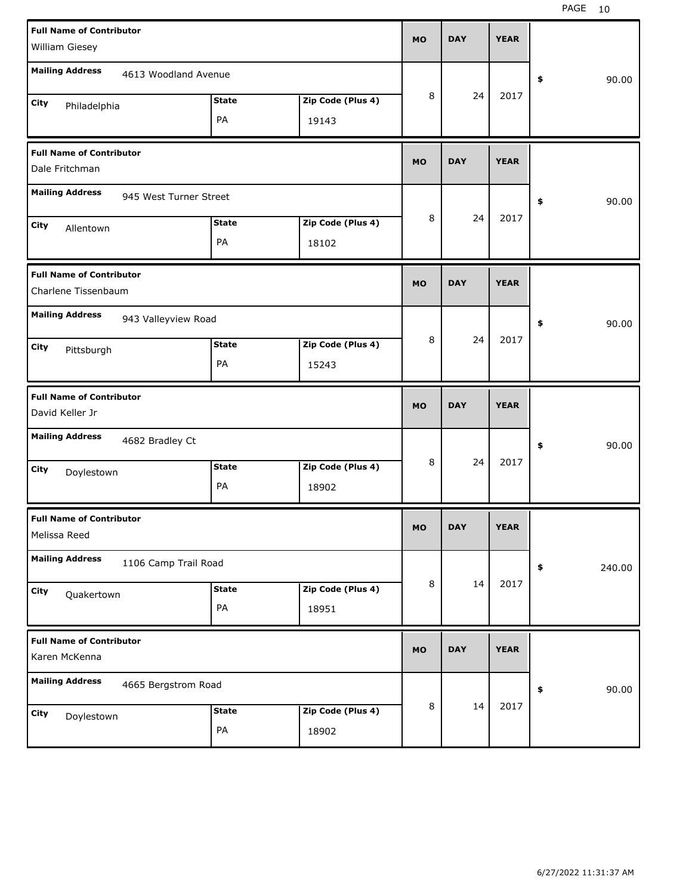| Full Name of Contributor | Mailing Address | City | State | Zip Code (Plus 4) | MO | DAY | YEAR | $ |
|---|---|---|---|---|---|---|---|---|
| William Giesey | 4613 Woodland Avenue | Philadelphia | PA | 19143 | 8 | 24 | 2017 | 90.00 |
| Dale Fritchman | 945 West Turner Street | Allentown | PA | 18102 | 8 | 24 | 2017 | 90.00 |
| Charlene Tissenbaum | 943 Valleyview Road | Pittsburgh | PA | 15243 | 8 | 24 | 2017 | 90.00 |
| David Keller Jr | 4682 Bradley Ct | Doylestown | PA | 18902 | 8 | 24 | 2017 | 90.00 |
| Melissa Reed | 1106 Camp Trail Road | Quakertown | PA | 18951 | 8 | 14 | 2017 | 240.00 |
| Karen McKenna | 4665 Bergstrom Road | Doylestown | PA | 18902 | 8 | 14 | 2017 | 90.00 |

6/27/2022 11:31:37 AM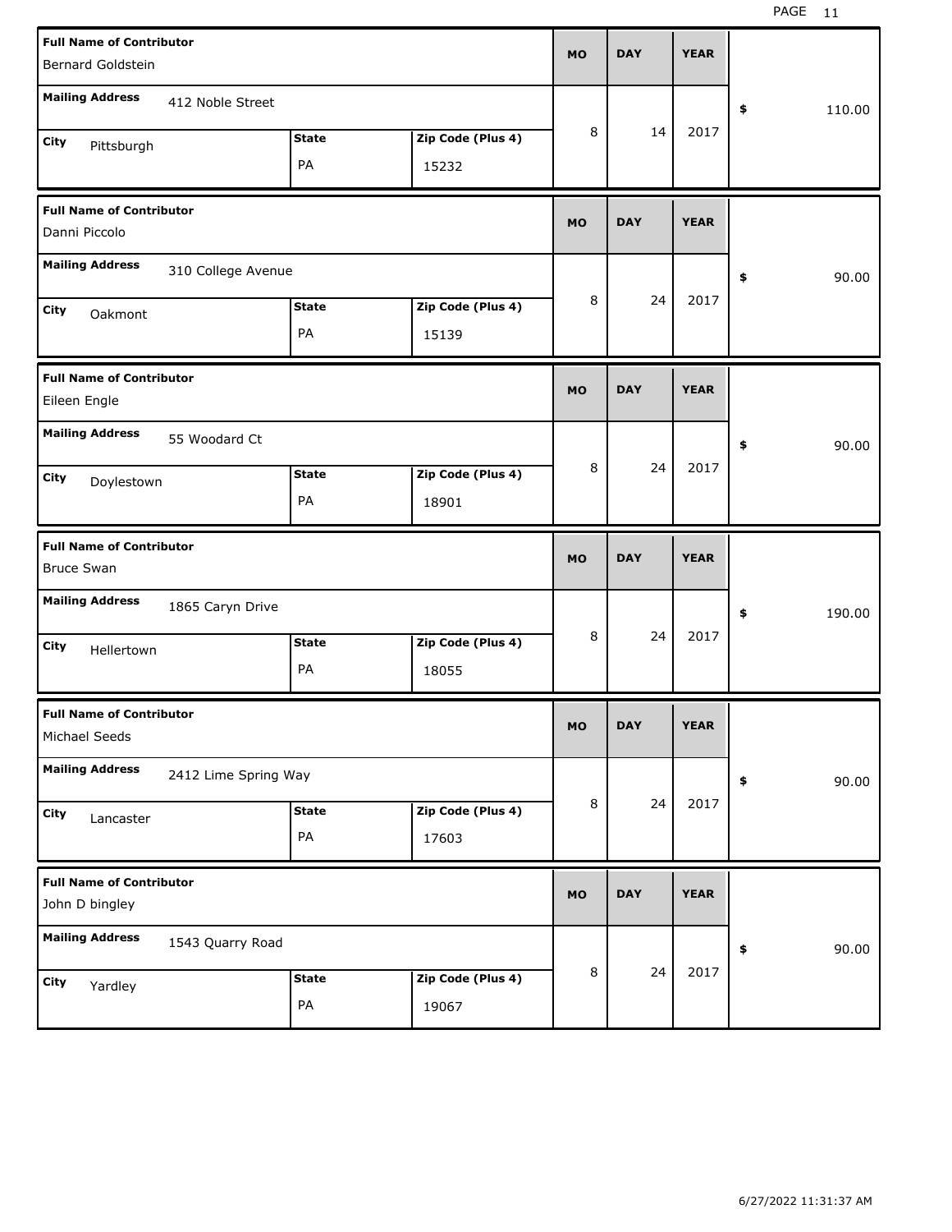| Full Name of Contributor | Mailing Address | City | State | Zip Code (Plus 4) | MO | DAY | YEAR | $ |
|---|---|---|---|---|---|---|---|---|
| Bernard Goldstein | 412 Noble Street | Pittsburgh | PA | 15232 | 8 | 14 | 2017 | 110.00 |
| Danni Piccolo | 310 College Avenue | Oakmont | PA | 15139 | 8 | 24 | 2017 | 90.00 |
| Eileen Engle | 55 Woodard Ct | Doylestown | PA | 18901 | 8 | 24 | 2017 | 90.00 |
| Bruce Swan | 1865 Caryn Drive | Hellertown | PA | 18055 | 8 | 24 | 2017 | 190.00 |
| Michael Seeds | 2412 Lime Spring Way | Lancaster | PA | 17603 | 8 | 24 | 2017 | 90.00 |
| John D bingley | 1543 Quarry Road | Yardley | PA | 19067 | 8 | 24 | 2017 | 90.00 |

6/27/2022 11:31:37 AM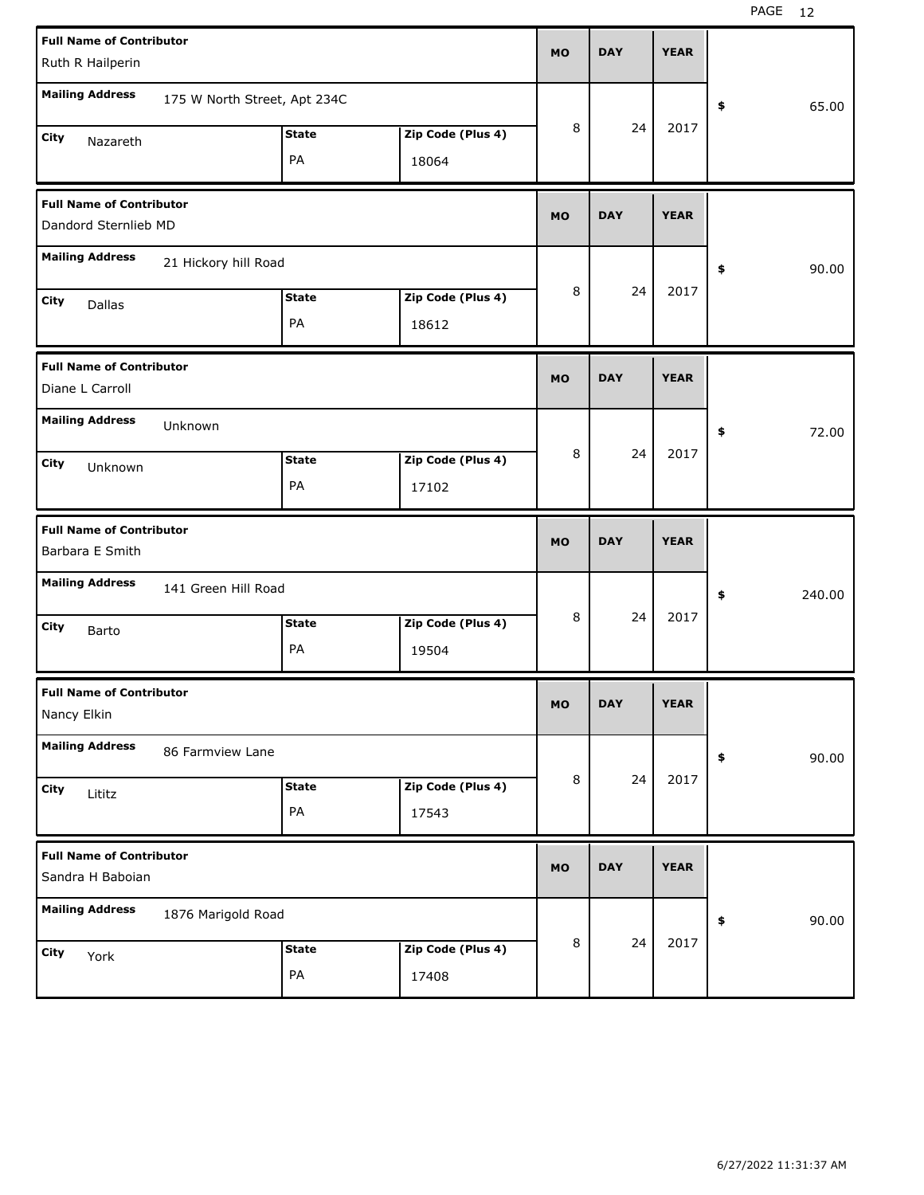| Full Name of Contributor | Mailing Address | City | State | Zip Code (Plus 4) | MO | DAY | YEAR | $ |
|---|---|---|---|---|---|---|---|---|
| Ruth R Hailperin | 175 W North Street, Apt 234C | Nazareth | PA | 18064 | 8 | 24 | 2017 | 65.00 |
| Dandord Sternlieb MD | 21 Hickory hill Road | Dallas | PA | 18612 | 8 | 24 | 2017 | 90.00 |
| Diane L Carroll | Unknown | Unknown | PA | 17102 | 8 | 24 | 2017 | 72.00 |
| Barbara E Smith | 141 Green Hill Road | Barto | PA | 19504 | 8 | 24 | 2017 | 240.00 |
| Nancy Elkin | 86 Farmview Lane | Lititz | PA | 17543 | 8 | 24 | 2017 | 90.00 |
| Sandra H Baboian | 1876 Marigold Road | York | PA | 17408 | 8 | 24 | 2017 | 90.00 |

6/27/2022 11:31:37 AM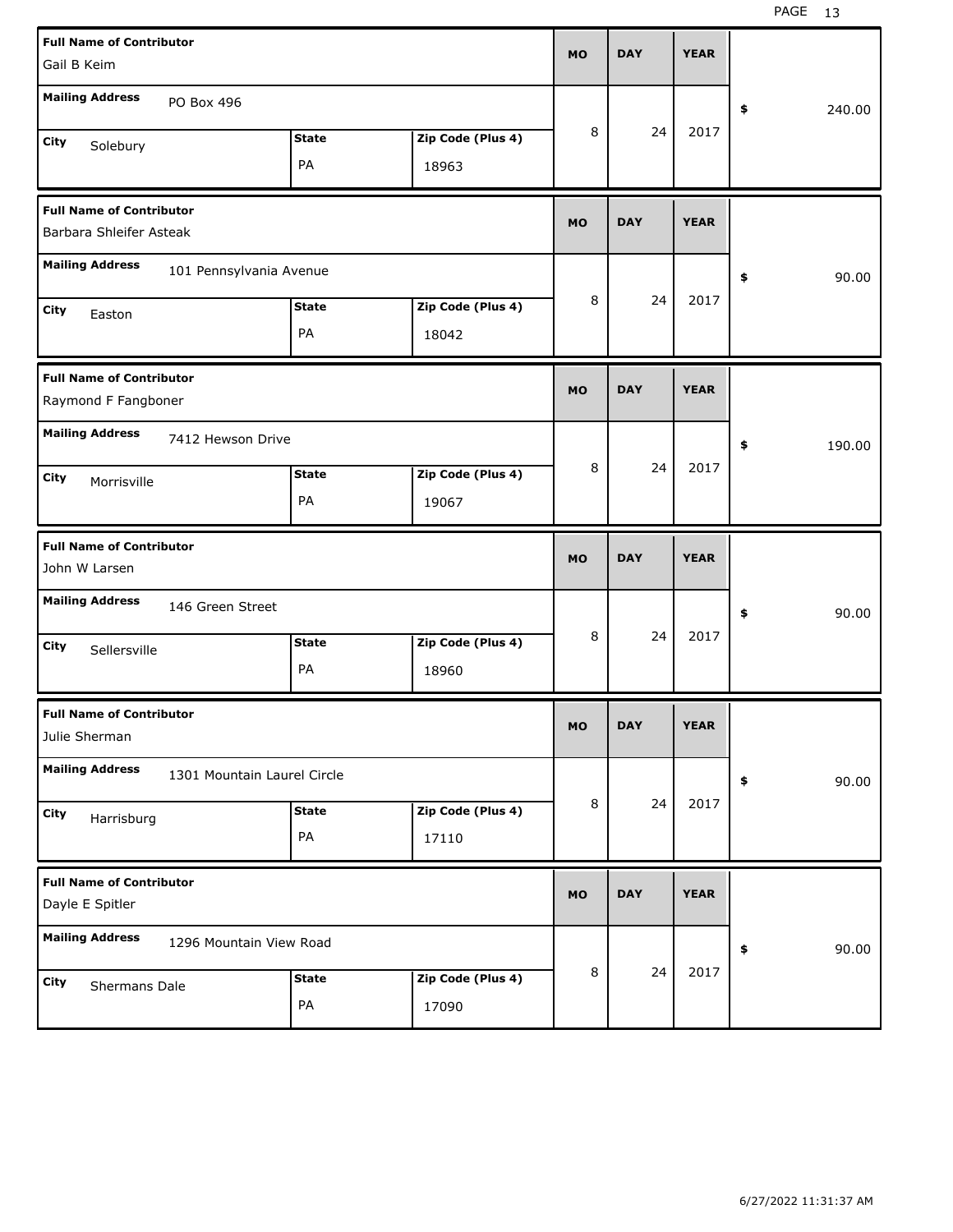| Full Name of Contributor | Mailing Address | City | State | Zip Code (Plus 4) | MO | DAY | YEAR | $ |
|---|---|---|---|---|---|---|---|---|
| Gail B Keim | PO Box 496 | Solebury | PA | 18963 | 8 | 24 | 2017 | 240.00 |
| Barbara Shleifer Asteak | 101 Pennsylvania Avenue | Easton | PA | 18042 | 8 | 24 | 2017 | 90.00 |
| Raymond F Fangboner | 7412 Hewson Drive | Morrisville | PA | 19067 | 8 | 24 | 2017 | 190.00 |
| John W Larsen | 146 Green Street | Sellersville | PA | 18960 | 8 | 24 | 2017 | 90.00 |
| Julie Sherman | 1301 Mountain Laurel Circle | Harrisburg | PA | 17110 | 8 | 24 | 2017 | 90.00 |
| Dayle E Spitler | 1296 Mountain View Road | Shermans Dale | PA | 17090 | 8 | 24 | 2017 | 90.00 |

6/27/2022 11:31:37 AM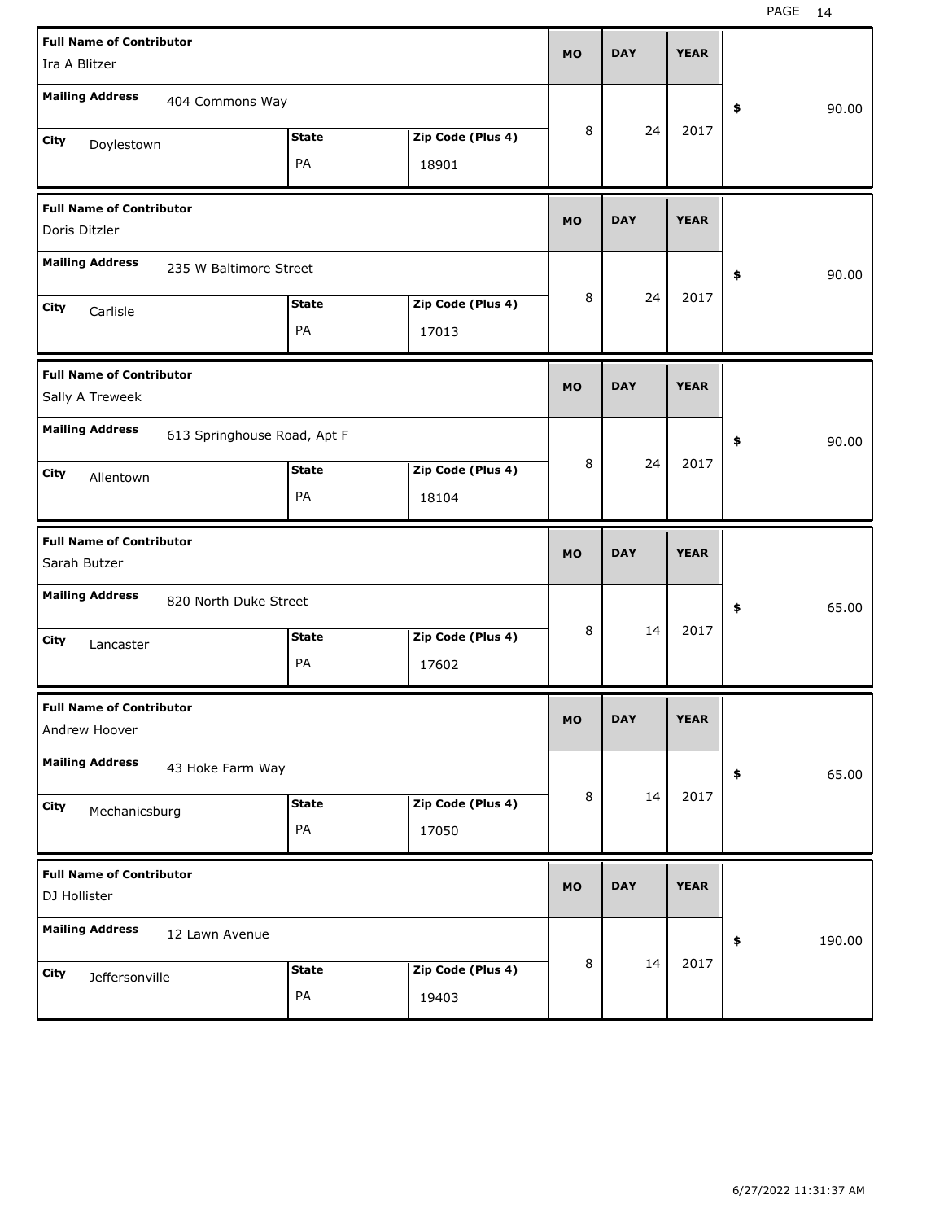| Full Name of Contributor | Mailing Address | City | State | Zip Code (Plus 4) | MO | DAY | YEAR | $ |
|---|---|---|---|---|---|---|---|---|
| Ira A Blitzer | 404 Commons Way | Doylestown | PA | 18901 | 8 | 24 | 2017 | 90.00 |
| Doris Ditzler | 235 W Baltimore Street | Carlisle | PA | 17013 | 8 | 24 | 2017 | 90.00 |
| Sally A Treweek | 613 Springhouse Road, Apt F | Allentown | PA | 18104 | 8 | 24 | 2017 | 90.00 |
| Sarah Butzer | 820 North Duke Street | Lancaster | PA | 17602 | 8 | 14 | 2017 | 65.00 |
| Andrew Hoover | 43 Hoke Farm Way | Mechanicsburg | PA | 17050 | 8 | 14 | 2017 | 65.00 |
| DJ Hollister | 12 Lawn Avenue | Jeffersonville | PA | 19403 | 8 | 14 | 2017 | 190.00 |

6/27/2022 11:31:37 AM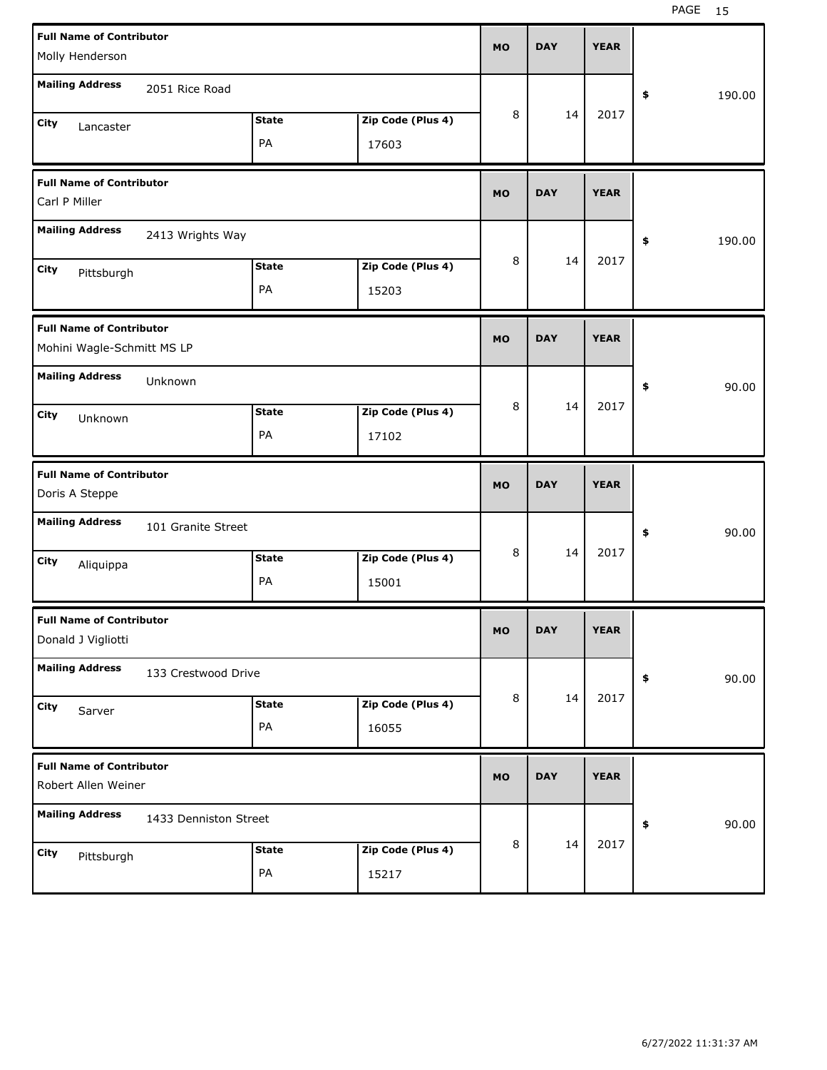| Full Name of Contributor | Mailing Address | City | State | Zip Code (Plus 4) | MO | DAY | YEAR | $ |
|---|---|---|---|---|---|---|---|---|
| Molly Henderson | 2051 Rice Road | Lancaster | PA | 17603 | 8 | 14 | 2017 | 190.00 |
| Carl P Miller | 2413 Wrights Way | Pittsburgh | PA | 15203 | 8 | 14 | 2017 | 190.00 |
| Mohini Wagle-Schmitt MS LP | Unknown | Unknown | PA | 17102 | 8 | 14 | 2017 | 90.00 |
| Doris A Steppe | 101 Granite Street | Aliquippa | PA | 15001 | 8 | 14 | 2017 | 90.00 |
| Donald J Vigliotti | 133 Crestwood Drive | Sarver | PA | 16055 | 8 | 14 | 2017 | 90.00 |
| Robert Allen Weiner | 1433 Denniston Street | Pittsburgh | PA | 15217 | 8 | 14 | 2017 | 90.00 |

6/27/2022 11:31:37 AM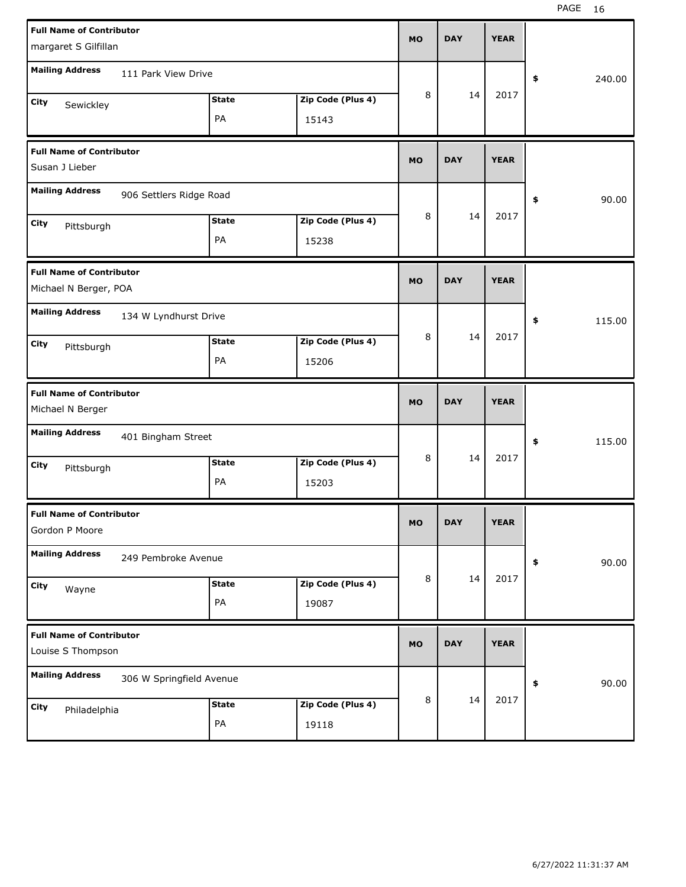| Full Name of Contributor | Mailing Address | City | State | Zip Code (Plus 4) | MO | DAY | YEAR | $ |
|---|---|---|---|---|---|---|---|---|
| margaret S Gilfillan | 111 Park View Drive | Sewickley | PA | 15143 | 8 | 14 | 2017 | 240.00 |
| Susan J Lieber | 906 Settlers Ridge Road | Pittsburgh | PA | 15238 | 8 | 14 | 2017 | 90.00 |
| Michael N Berger, POA | 134 W Lyndhurst Drive | Pittsburgh | PA | 15206 | 8 | 14 | 2017 | 115.00 |
| Michael N Berger | 401 Bingham Street | Pittsburgh | PA | 15203 | 8 | 14 | 2017 | 115.00 |
| Gordon P Moore | 249 Pembroke Avenue | Wayne | PA | 19087 | 8 | 14 | 2017 | 90.00 |
| Louise S Thompson | 306 W Springfield Avenue | Philadelphia | PA | 19118 | 8 | 14 | 2017 | 90.00 |

6/27/2022 11:31:37 AM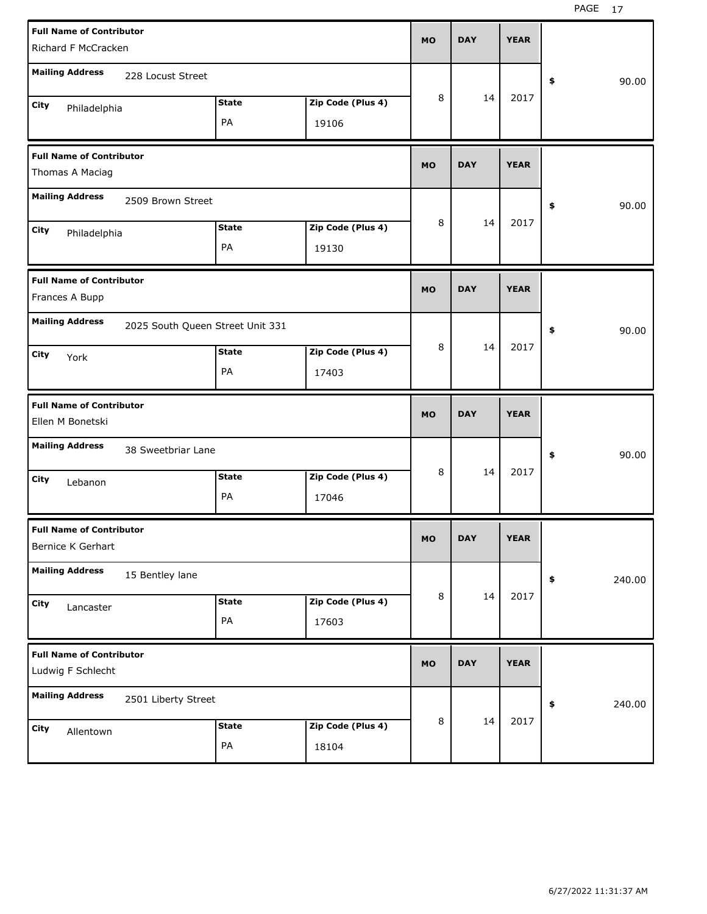| Full Name of Contributor | Mailing Address | City | State | Zip Code (Plus 4) | MO | DAY | YEAR | $ |
|---|---|---|---|---|---|---|---|---|
| Richard F McCracken | 228 Locust Street | Philadelphia | PA | 19106 | 8 | 14 | 2017 | 90.00 |
| Thomas A Maciag | 2509 Brown Street | Philadelphia | PA | 19130 | 8 | 14 | 2017 | 90.00 |
| Frances A Bupp | 2025 South Queen Street Unit 331 | York | PA | 17403 | 8 | 14 | 2017 | 90.00 |
| Ellen M Bonetski | 38 Sweetbriar Lane | Lebanon | PA | 17046 | 8 | 14 | 2017 | 90.00 |
| Bernice K Gerhart | 15 Bentley lane | Lancaster | PA | 17603 | 8 | 14 | 2017 | 240.00 |
| Ludwig F Schlecht | 2501 Liberty Street | Allentown | PA | 18104 | 8 | 14 | 2017 | 240.00 |

6/27/2022 11:31:37 AM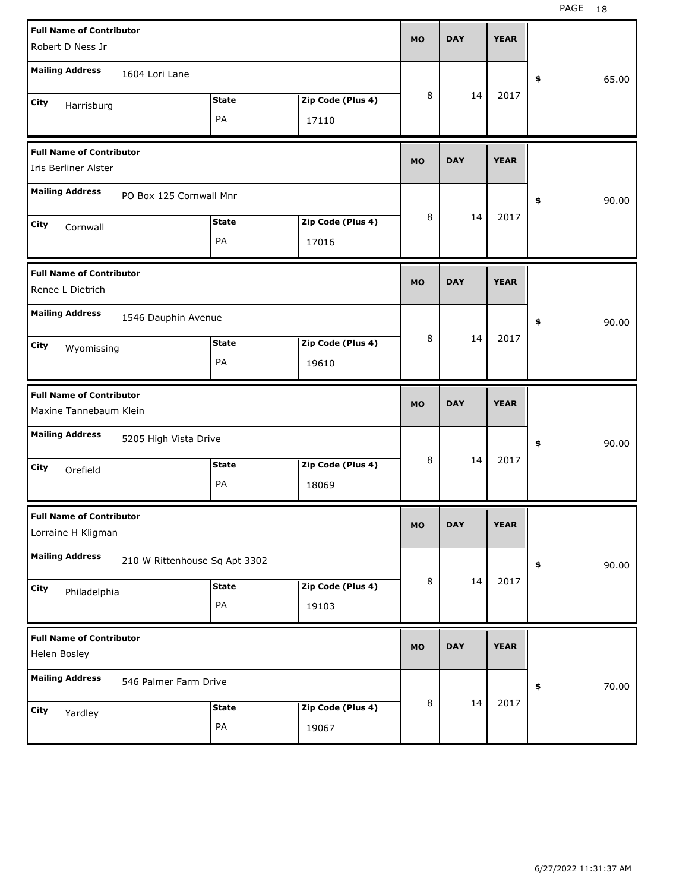| Full Name of Contributor | Mailing Address | City | State | Zip Code (Plus 4) | MO | DAY | YEAR | $ |
|---|---|---|---|---|---|---|---|---|
| Robert D Ness Jr | 1604 Lori Lane | Harrisburg | PA | 17110 | 8 | 14 | 2017 | 65.00 |
| Iris Berliner Alster | PO Box 125 Cornwall Mnr | Cornwall | PA | 17016 | 8 | 14 | 2017 | 90.00 |
| Renee L Dietrich | 1546 Dauphin Avenue | Wyomissing | PA | 19610 | 8 | 14 | 2017 | 90.00 |
| Maxine Tannebaum Klein | 5205 High Vista Drive | Orefield | PA | 18069 | 8 | 14 | 2017 | 90.00 |
| Lorraine H Kligman | 210 W Rittenhouse Sq Apt 3302 | Philadelphia | PA | 19103 | 8 | 14 | 2017 | 90.00 |
| Helen Bosley | 546 Palmer Farm Drive | Yardley | PA | 19067 | 8 | 14 | 2017 | 70.00 |

6/27/2022 11:31:37 AM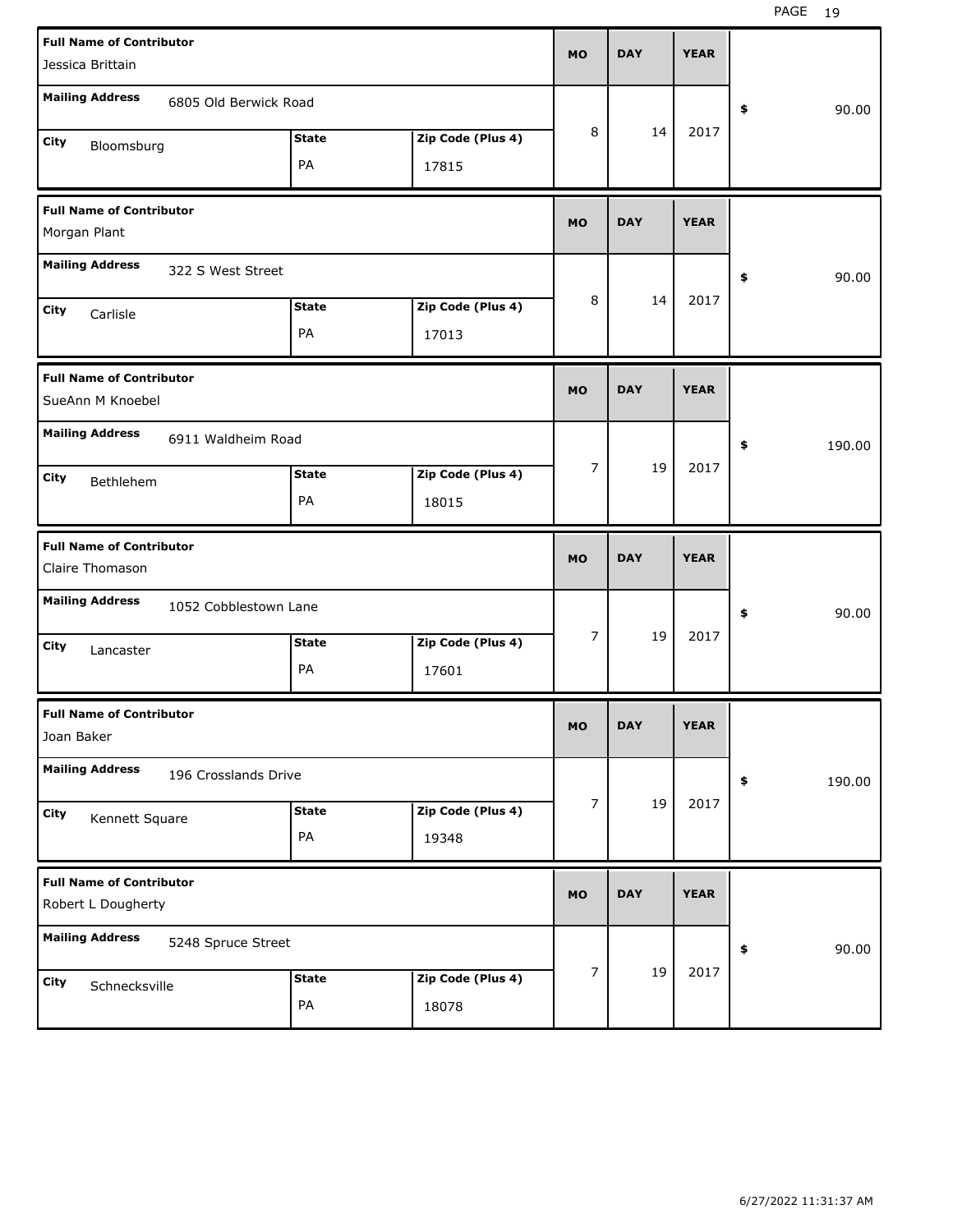| Full Name of Contributor | Mailing Address | City | State | Zip Code (Plus 4) | MO | DAY | YEAR | $ |
|---|---|---|---|---|---|---|---|---|
| Jessica Brittain | 6805 Old Berwick Road | Bloomsburg | PA | 17815 | 8 | 14 | 2017 | 90.00 |
| Morgan Plant | 322 S West Street | Carlisle | PA | 17013 | 8 | 14 | 2017 | 90.00 |
| SueAnn M Knoebel | 6911 Waldheim Road | Bethlehem | PA | 18015 | 7 | 19 | 2017 | 190.00 |
| Claire Thomason | 1052 Cobblestown Lane | Lancaster | PA | 17601 | 7 | 19 | 2017 | 90.00 |
| Joan Baker | 196 Crosslands Drive | Kennett Square | PA | 19348 | 7 | 19 | 2017 | 190.00 |
| Robert L Dougherty | 5248 Spruce Street | Schnecksville | PA | 18078 | 7 | 19 | 2017 | 90.00 |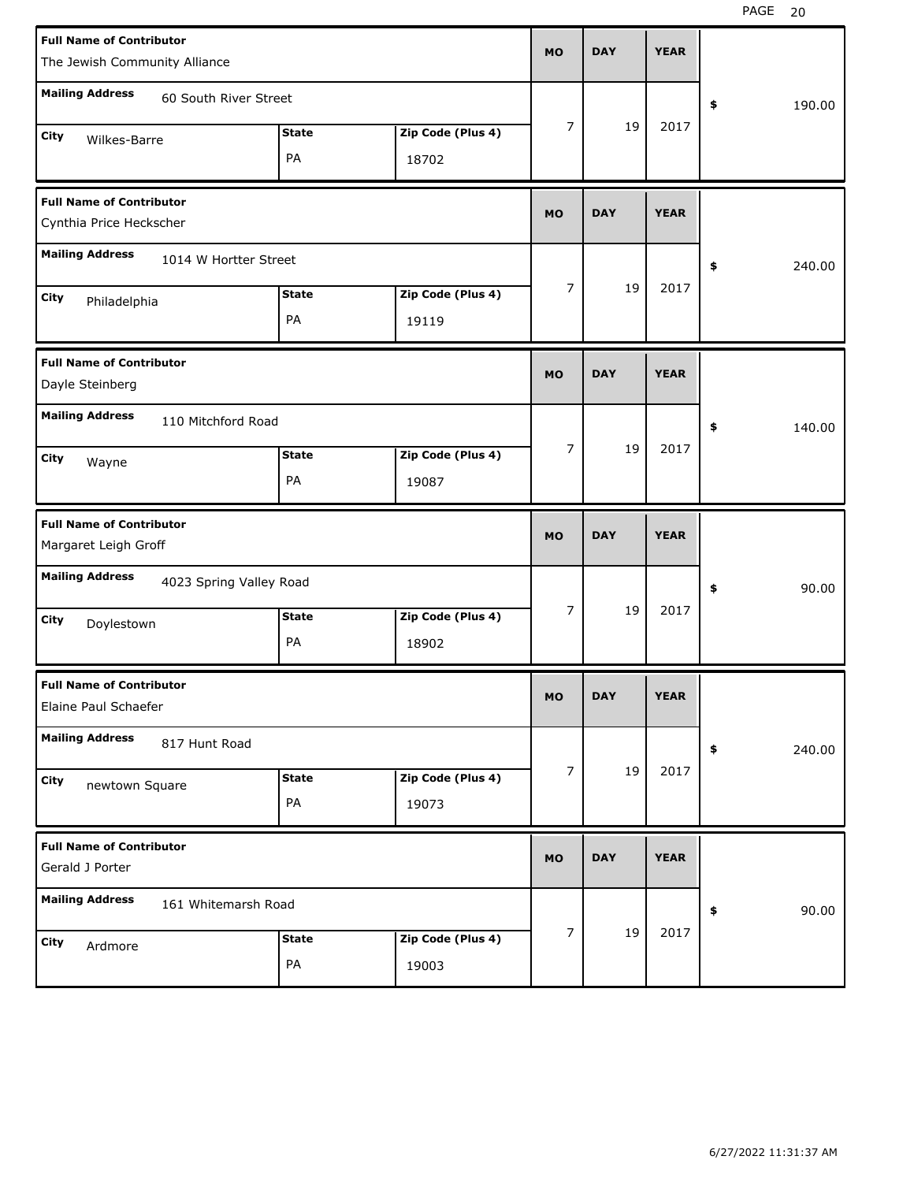| Full Name of Contributor | Mailing Address | City | State | Zip Code (Plus 4) | MO | DAY | YEAR | $ |
|---|---|---|---|---|---|---|---|---|
| The Jewish Community Alliance | 60 South River Street | Wilkes-Barre | PA | 18702 | 7 | 19 | 2017 | 190.00 |
| Cynthia Price Heckscher | 1014 W Hortter Street | Philadelphia | PA | 19119 | 7 | 19 | 2017 | 240.00 |
| Dayle Steinberg | 110 Mitchford Road | Wayne | PA | 19087 | 7 | 19 | 2017 | 140.00 |
| Margaret Leigh Groff | 4023 Spring Valley Road | Doylestown | PA | 18902 | 7 | 19 | 2017 | 90.00 |
| Elaine Paul Schaefer | 817 Hunt Road | newtown Square | PA | 19073 | 7 | 19 | 2017 | 240.00 |
| Gerald J Porter | 161 Whitemarsh Road | Ardmore | PA | 19003 | 7 | 19 | 2017 | 90.00 |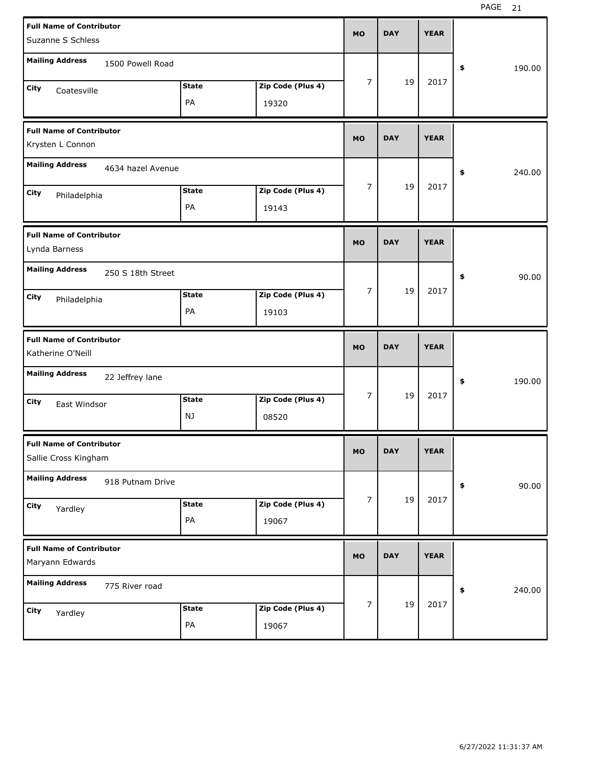| Full Name of Contributor | Mailing Address | City | State | Zip Code (Plus 4) | MO | DAY | YEAR | $ |
|---|---|---|---|---|---|---|---|---|
| Suzanne S Schless | 1500 Powell Road | Coatesville | PA | 19320 | 7 | 19 | 2017 | 190.00 |
| Krysten L Connon | 4634 hazel Avenue | Philadelphia | PA | 19143 | 7 | 19 | 2017 | 240.00 |
| Lynda Barness | 250 S 18th Street | Philadelphia | PA | 19103 | 7 | 19 | 2017 | 90.00 |
| Katherine O'Neill | 22 Jeffrey lane | East Windsor | NJ | 08520 | 7 | 19 | 2017 | 190.00 |
| Sallie Cross Kingham | 918 Putnam Drive | Yardley | PA | 19067 | 7 | 19 | 2017 | 90.00 |
| Maryann Edwards | 775 River road | Yardley | PA | 19067 | 7 | 19 | 2017 | 240.00 |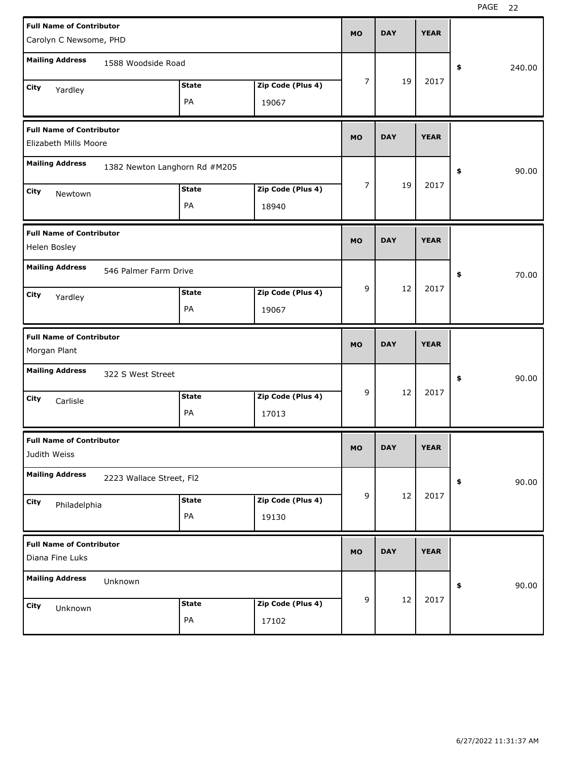| Full Name of Contributor | Mailing Address | City | State | Zip Code (Plus 4) | MO | DAY | YEAR | $ |
|---|---|---|---|---|---|---|---|---|
| Carolyn C Newsome, PHD | 1588 Woodside Road | Yardley | PA | 19067 | 7 | 19 | 2017 | 240.00 |
| Elizabeth Mills Moore | 1382 Newton Langhorn Rd #M205 | Newtown | PA | 18940 | 7 | 19 | 2017 | 90.00 |
| Helen Bosley | 546 Palmer Farm Drive | Yardley | PA | 19067 | 9 | 12 | 2017 | 70.00 |
| Morgan Plant | 322 S West Street | Carlisle | PA | 17013 | 9 | 12 | 2017 | 90.00 |
| Judith Weiss | 2223 Wallace Street, Fl2 | Philadelphia | PA | 19130 | 9 | 12 | 2017 | 90.00 |
| Diana Fine Luks | Unknown | Unknown | PA | 17102 | 9 | 12 | 2017 | 90.00 |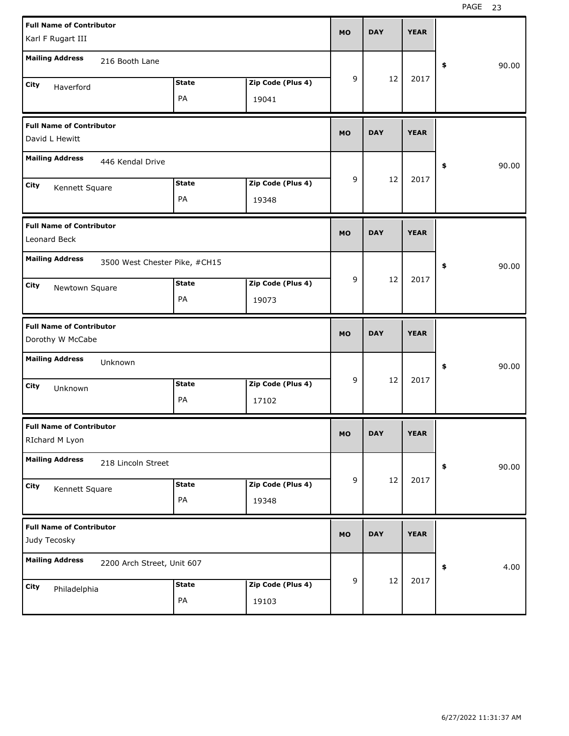| Full Name of Contributor | Mailing Address | City | State | Zip Code (Plus 4) | MO | DAY | YEAR | $ |
| --- | --- | --- | --- | --- | --- | --- | --- | --- |
| Karl F Rugart III | 216 Booth Lane | Haverford | PA | 19041 | 9 | 12 | 2017 | 90.00 |
| David L Hewitt | 446 Kendal Drive | Kennett Square | PA | 19348 | 9 | 12 | 2017 | 90.00 |
| Leonard Beck | 3500 West Chester Pike, #CH15 | Newtown Square | PA | 19073 | 9 | 12 | 2017 | 90.00 |
| Dorothy W McCabe | Unknown | Unknown | PA | 17102 | 9 | 12 | 2017 | 90.00 |
| RIchard M Lyon | 218 Lincoln Street | Kennett Square | PA | 19348 | 9 | 12 | 2017 | 90.00 |
| Judy Tecosky | 2200 Arch Street, Unit 607 | Philadelphia | PA | 19103 | 9 | 12 | 2017 | 4.00 |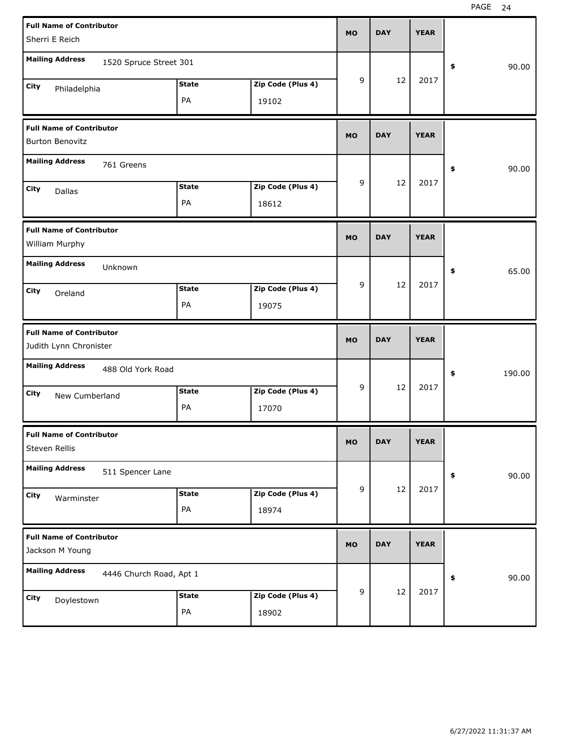| Full Name of Contributor | Mailing Address | City | State | Zip Code (Plus 4) | MO | DAY | YEAR | $ |
|---|---|---|---|---|---|---|---|---|
| Sherri E Reich | 1520 Spruce Street 301 | Philadelphia | PA | 19102 | 9 | 12 | 2017 | 90.00 |
| Burton Benovitz | 761 Greens | Dallas | PA | 18612 | 9 | 12 | 2017 | 90.00 |
| William Murphy | Unknown | Oreland | PA | 19075 | 9 | 12 | 2017 | 65.00 |
| Judith Lynn Chronister | 488 Old York Road | New Cumberland | PA | 17070 | 9 | 12 | 2017 | 190.00 |
| Steven Rellis | 511 Spencer Lane | Warminster | PA | 18974 | 9 | 12 | 2017 | 90.00 |
| Jackson M Young | 4446 Church Road, Apt 1 | Doylestown | PA | 18902 | 9 | 12 | 2017 | 90.00 |

6/27/2022 11:31:37 AM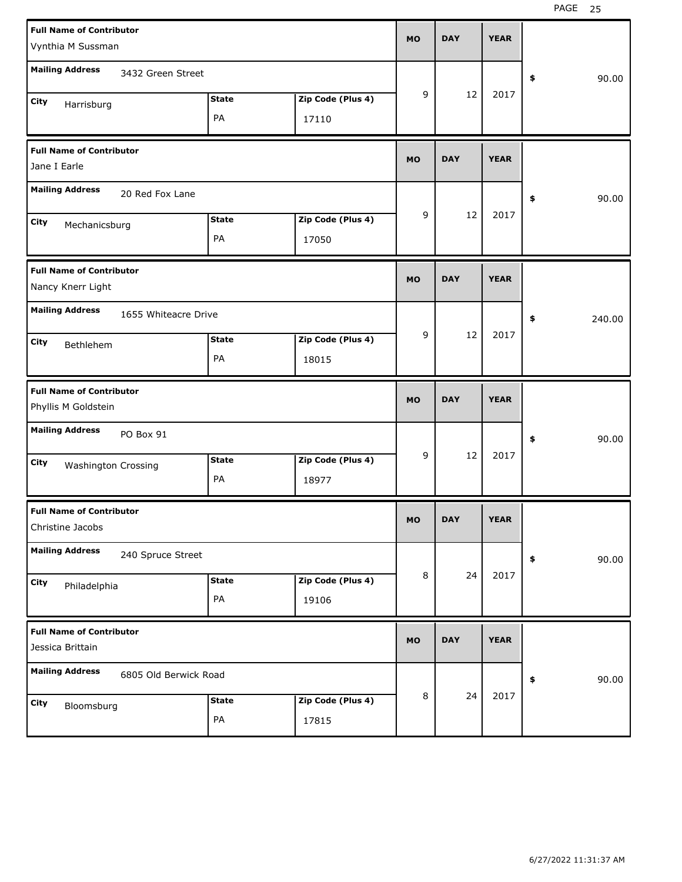| Full Name of Contributor | Mailing Address | City | State | Zip Code (Plus 4) | MO | DAY | YEAR | $ |
|---|---|---|---|---|---|---|---|---|
| Vynthia M Sussman | 3432 Green Street | Harrisburg | PA | 17110 | 9 | 12 | 2017 | 90.00 |
| Jane I Earle | 20 Red Fox Lane | Mechanicsburg | PA | 17050 | 9 | 12 | 2017 | 90.00 |
| Nancy Knerr Light | 1655 Whiteacre Drive | Bethlehem | PA | 18015 | 9 | 12 | 2017 | 240.00 |
| Phyllis M Goldstein | PO Box 91 | Washington Crossing | PA | 18977 | 9 | 12 | 2017 | 90.00 |
| Christine Jacobs | 240 Spruce Street | Philadelphia | PA | 19106 | 8 | 24 | 2017 | 90.00 |
| Jessica Brittain | 6805 Old Berwick Road | Bloomsburg | PA | 17815 | 8 | 24 | 2017 | 90.00 |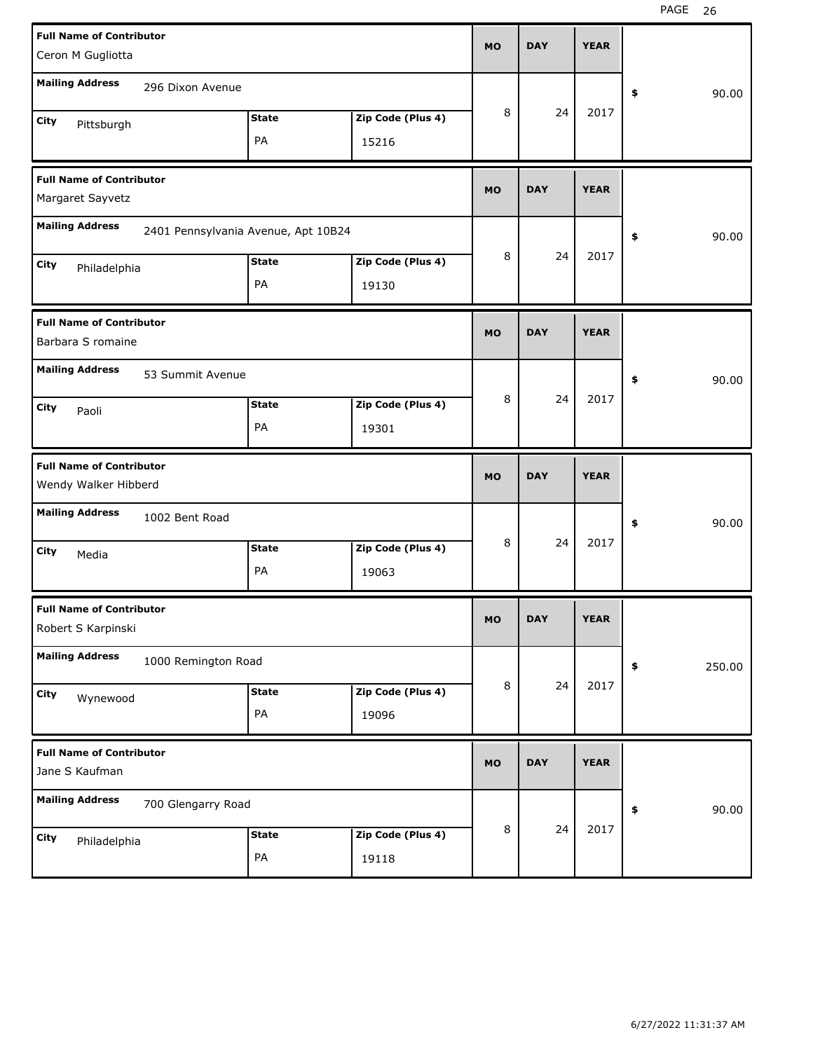| Full Name of Contributor | Mailing Address | City | State | Zip Code (Plus 4) | MO | DAY | YEAR | $ |
|---|---|---|---|---|---|---|---|---|
| Ceron M Gugliotta | 296 Dixon Avenue | Pittsburgh | PA | 15216 | 8 | 24 | 2017 | 90.00 |
| Margaret Sayvetz | 2401 Pennsylvania Avenue, Apt 10B24 | Philadelphia | PA | 19130 | 8 | 24 | 2017 | 90.00 |
| Barbara S romaine | 53 Summit Avenue | Paoli | PA | 19301 | 8 | 24 | 2017 | 90.00 |
| Wendy Walker Hibberd | 1002 Bent Road | Media | PA | 19063 | 8 | 24 | 2017 | 90.00 |
| Robert S Karpinski | 1000 Remington Road | Wynewood | PA | 19096 | 8 | 24 | 2017 | 250.00 |
| Jane S Kaufman | 700 Glengarry Road | Philadelphia | PA | 19118 | 8 | 24 | 2017 | 90.00 |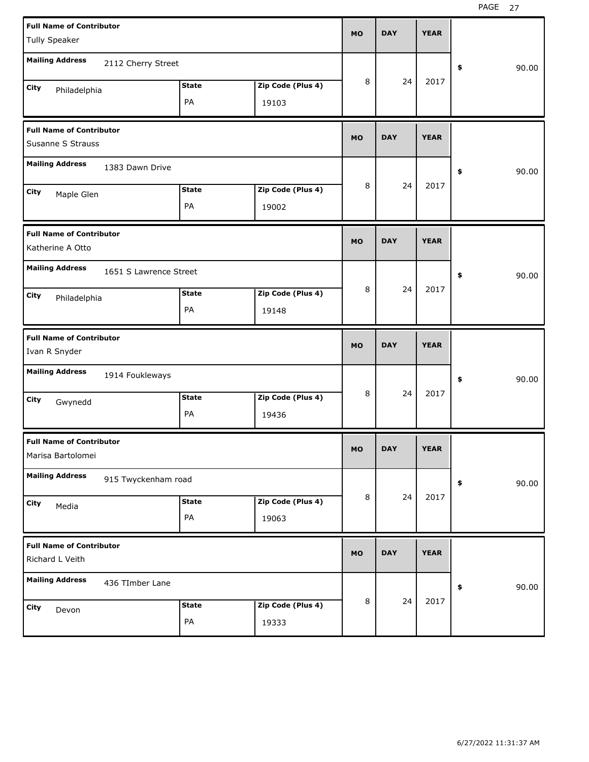| Full Name of Contributor | Mailing Address | City | State | Zip Code (Plus 4) | MO | DAY | YEAR | $ |
|---|---|---|---|---|---|---|---|---|
| Tully Speaker | 2112 Cherry Street | Philadelphia | PA | 19103 | 8 | 24 | 2017 | 90.00 |
| Susanne S Strauss | 1383 Dawn Drive | Maple Glen | PA | 19002 | 8 | 24 | 2017 | 90.00 |
| Katherine A Otto | 1651 S Lawrence Street | Philadelphia | PA | 19148 | 8 | 24 | 2017 | 90.00 |
| Ivan R Snyder | 1914 Foukleways | Gwynedd | PA | 19436 | 8 | 24 | 2017 | 90.00 |
| Marisa Bartolomei | 915 Twyckenham road | Media | PA | 19063 | 8 | 24 | 2017 | 90.00 |
| Richard L Veith | 436 TImber Lane | Devon | PA | 19333 | 8 | 24 | 2017 | 90.00 |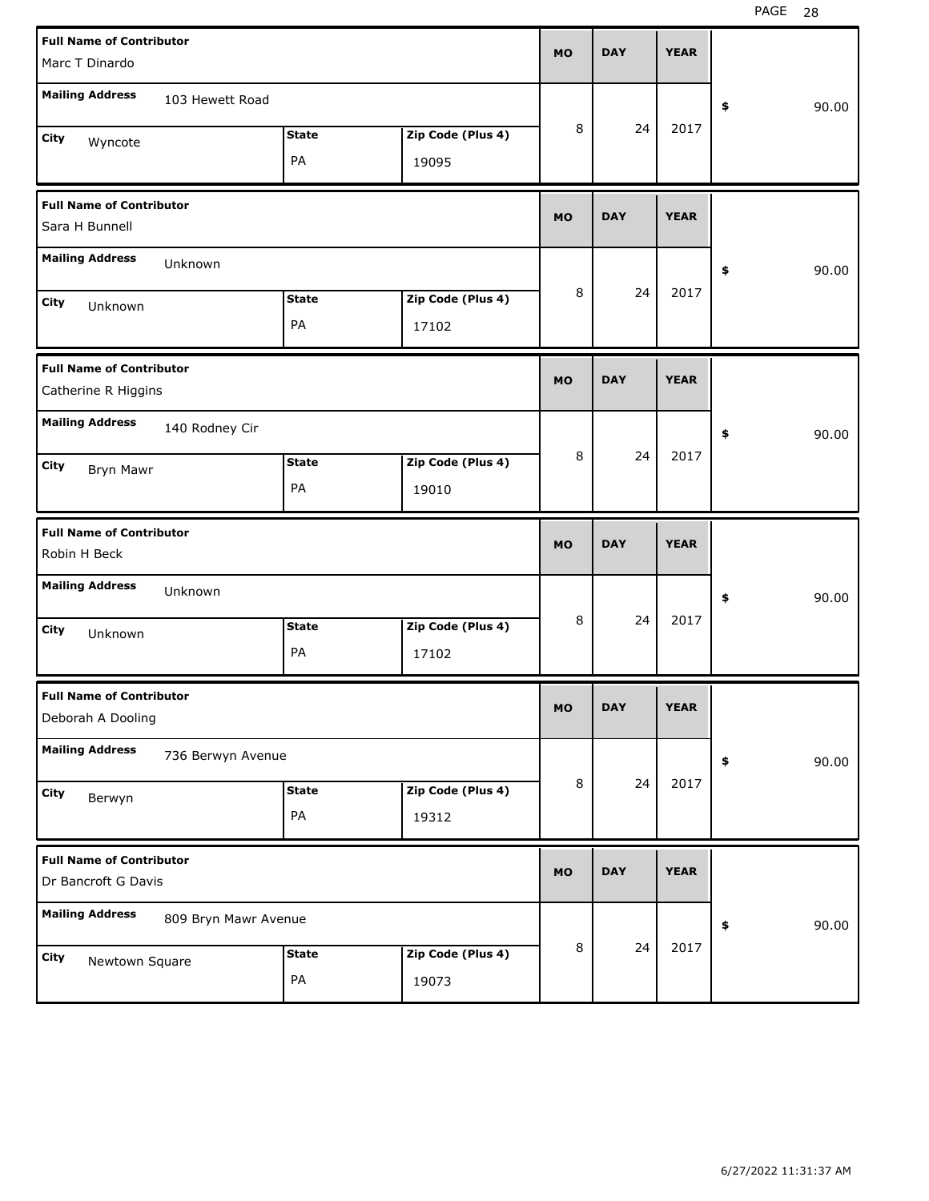| Full Name of Contributor | Mailing Address | City | State | Zip Code (Plus 4) | MO | DAY | YEAR | $ |
|---|---|---|---|---|---|---|---|---|
| Marc T Dinardo | 103 Hewett Road | Wyncote | PA | 19095 | 8 | 24 | 2017 | 90.00 |
| Sara H Bunnell | Unknown | Unknown | PA | 17102 | 8 | 24 | 2017 | 90.00 |
| Catherine R Higgins | 140 Rodney Cir | Bryn Mawr | PA | 19010 | 8 | 24 | 2017 | 90.00 |
| Robin H Beck | Unknown | Unknown | PA | 17102 | 8 | 24 | 2017 | 90.00 |
| Deborah A Dooling | 736 Berwyn Avenue | Berwyn | PA | 19312 | 8 | 24 | 2017 | 90.00 |
| Dr Bancroft G Davis | 809 Bryn Mawr Avenue | Newtown Square | PA | 19073 | 8 | 24 | 2017 | 90.00 |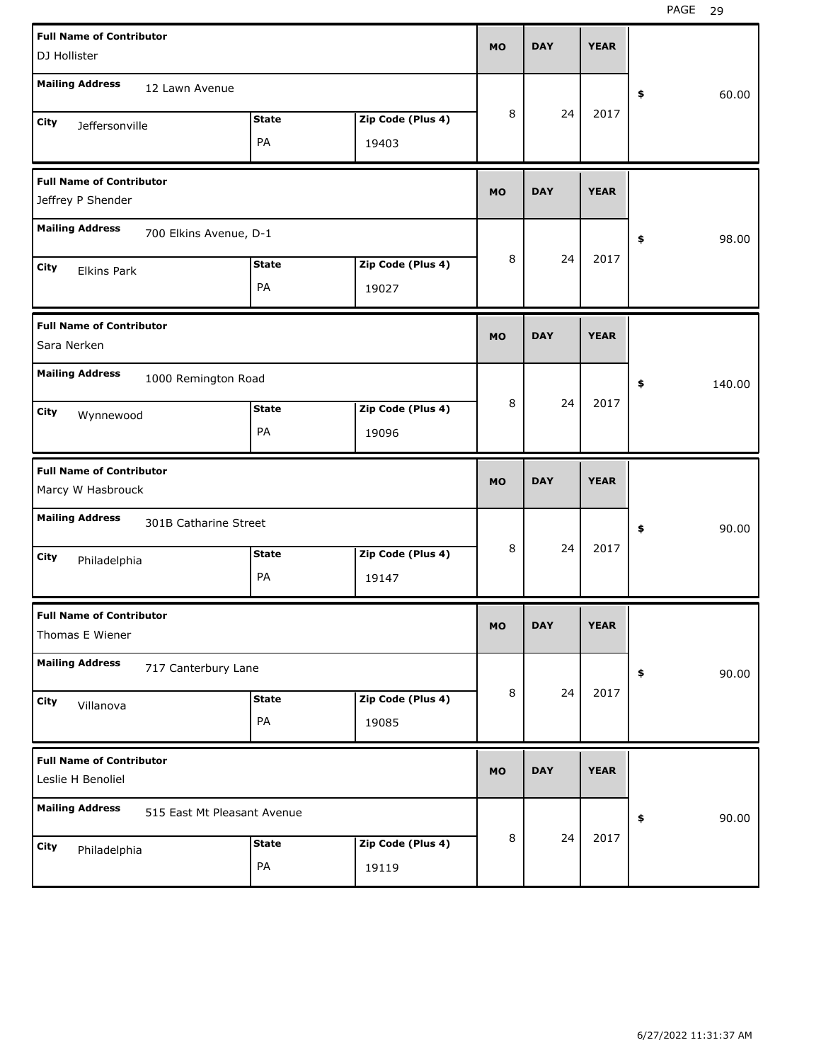| Full Name of Contributor | Mailing Address | City | State | Zip Code (Plus 4) | MO | DAY | YEAR | $ |
|---|---|---|---|---|---|---|---|---|
| DJ Hollister | 12 Lawn Avenue | Jeffersonville | PA | 19403 | 8 | 24 | 2017 | 60.00 |
| Jeffrey P Shender | 700 Elkins Avenue, D-1 | Elkins Park | PA | 19027 | 8 | 24 | 2017 | 98.00 |
| Sara Nerken | 1000 Remington Road | Wynnewood | PA | 19096 | 8 | 24 | 2017 | 140.00 |
| Marcy W Hasbrouck | 301B Catharine Street | Philadelphia | PA | 19147 | 8 | 24 | 2017 | 90.00 |
| Thomas E Wiener | 717 Canterbury Lane | Villanova | PA | 19085 | 8 | 24 | 2017 | 90.00 |
| Leslie H Benoliel | 515 East Mt Pleasant Avenue | Philadelphia | PA | 19119 | 8 | 24 | 2017 | 90.00 |

6/27/2022 11:31:37 AM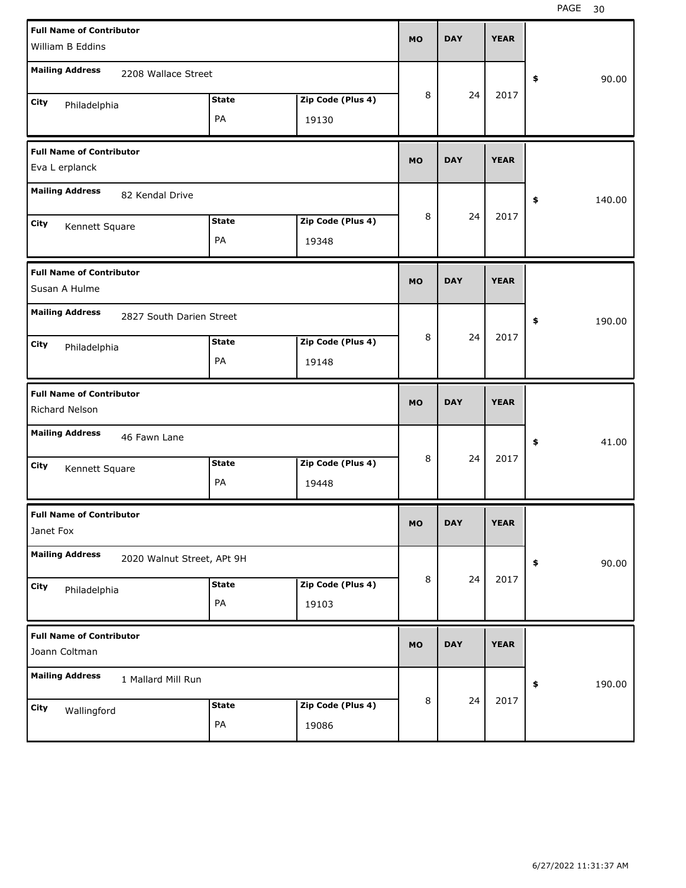| Full Name of Contributor | Mailing Address | City | State | Zip Code (Plus 4) | MO | DAY | YEAR | $ |
|---|---|---|---|---|---|---|---|---|
| William B Eddins | 2208 Wallace Street | Philadelphia | PA | 19130 | 8 | 24 | 2017 | 90.00 |
| Eva L erplanck | 82 Kendal Drive | Kennett Square | PA | 19348 | 8 | 24 | 2017 | 140.00 |
| Susan A Hulme | 2827 South Darien Street | Philadelphia | PA | 19148 | 8 | 24 | 2017 | 190.00 |
| Richard Nelson | 46 Fawn Lane | Kennett Square | PA | 19448 | 8 | 24 | 2017 | 41.00 |
| Janet Fox | 2020 Walnut Street, APt 9H | Philadelphia | PA | 19103 | 8 | 24 | 2017 | 90.00 |
| Joann Coltman | 1 Mallard Mill Run | Wallingford | PA | 19086 | 8 | 24 | 2017 | 190.00 |

6/27/2022 11:31:37 AM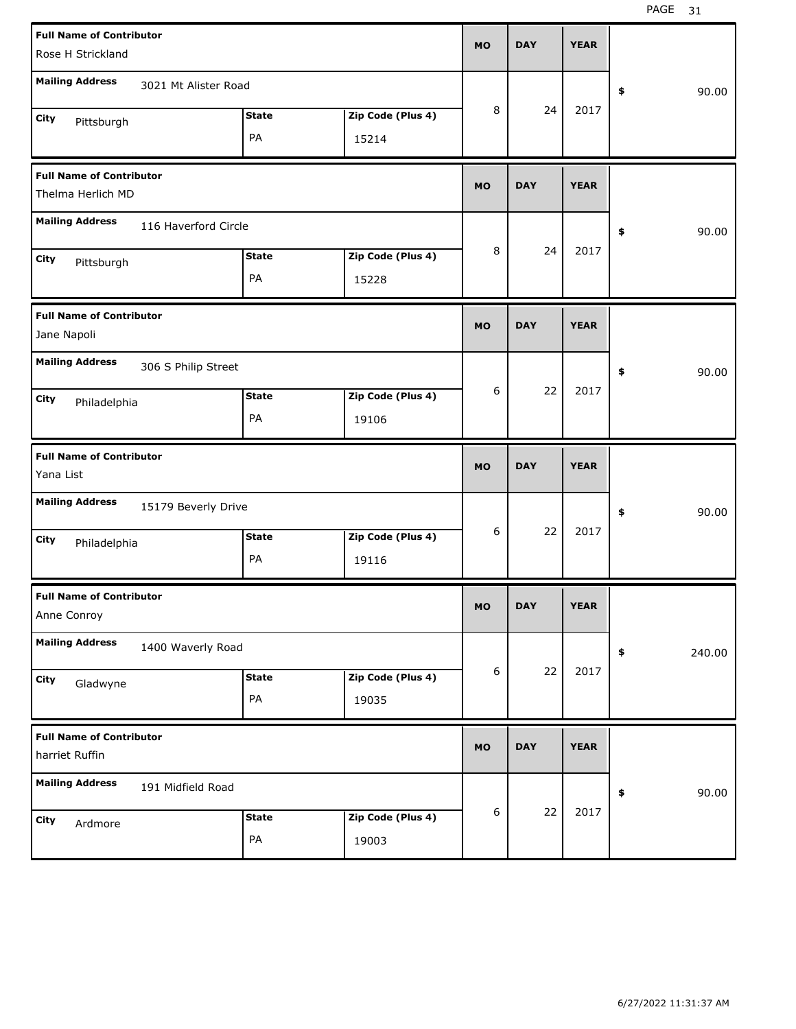| Full Name of Contributor | Mailing Address | City | State | Zip Code (Plus 4) | MO | DAY | YEAR | $ |
|---|---|---|---|---|---|---|---|---|
| Rose H Strickland | 3021 Mt Alister Road | Pittsburgh | PA | 15214 | 8 | 24 | 2017 | 90.00 |
| Thelma Herlich MD | 116 Haverford Circle | Pittsburgh | PA | 15228 | 8 | 24 | 2017 | 90.00 |
| Jane Napoli | 306 S Philip Street | Philadelphia | PA | 19106 | 6 | 22 | 2017 | 90.00 |
| Yana List | 15179 Beverly Drive | Philadelphia | PA | 19116 | 6 | 22 | 2017 | 90.00 |
| Anne Conroy | 1400 Waverly Road | Gladwyne | PA | 19035 | 6 | 22 | 2017 | 240.00 |
| harriet Ruffin | 191 Midfield Road | Ardmore | PA | 19003 | 6 | 22 | 2017 | 90.00 |

6/27/2022 11:31:37 AM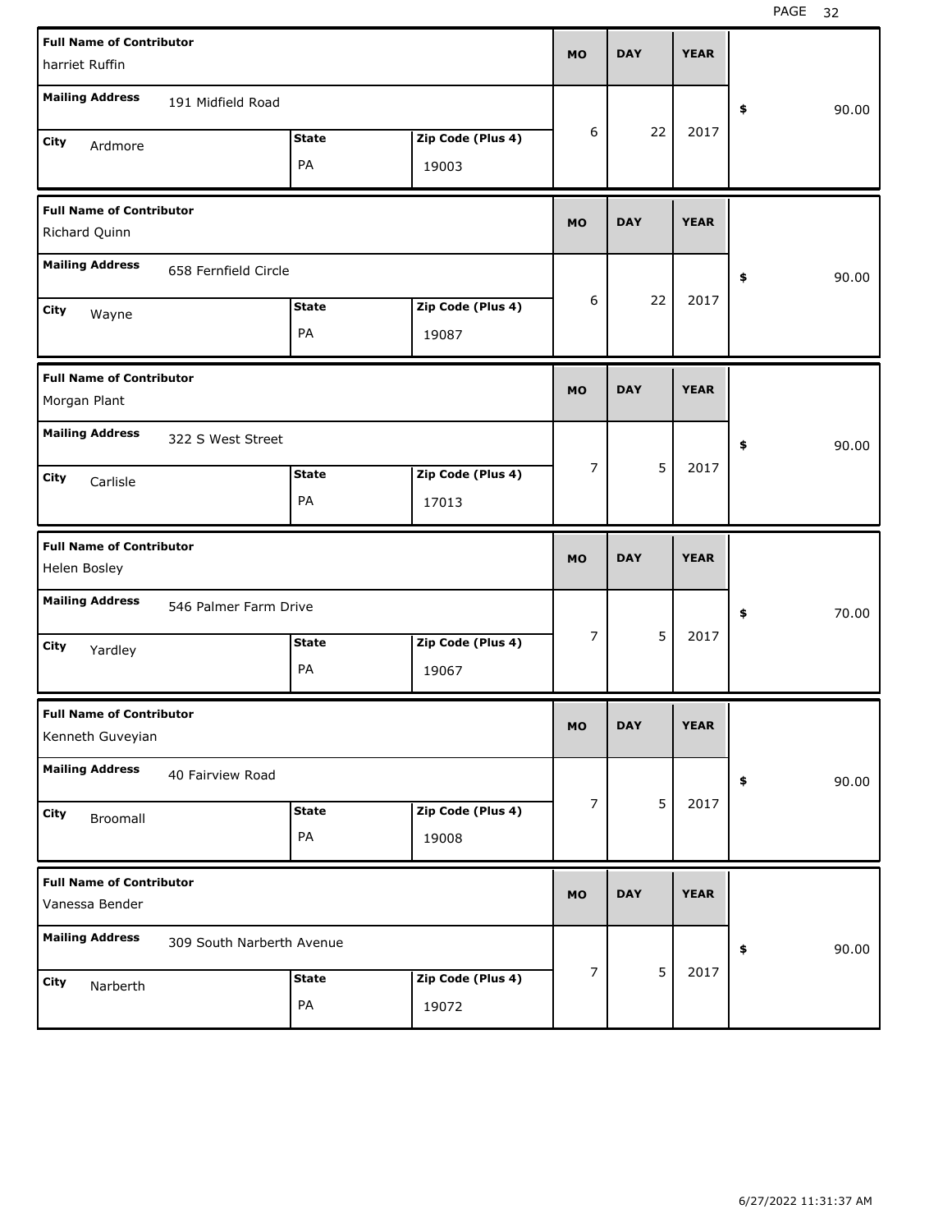| Full Name of Contributor | Mailing Address | City | State | Zip Code (Plus 4) | MO | DAY | YEAR | $ |
|---|---|---|---|---|---|---|---|---|
| harriet Ruffin | 191 Midfield Road | Ardmore | PA | 19003 | 6 | 22 | 2017 | 90.00 |
| Richard Quinn | 658 Fernfield Circle | Wayne | PA | 19087 | 6 | 22 | 2017 | 90.00 |
| Morgan Plant | 322 S West Street | Carlisle | PA | 17013 | 7 | 5 | 2017 | 90.00 |
| Helen Bosley | 546 Palmer Farm Drive | Yardley | PA | 19067 | 7 | 5 | 2017 | 70.00 |
| Kenneth Guveyian | 40 Fairview Road | Broomall | PA | 19008 | 7 | 5 | 2017 | 90.00 |
| Vanessa Bender | 309 South Narberth Avenue | Narberth | PA | 19072 | 7 | 5 | 2017 | 90.00 |

6/27/2022 11:31:37 AM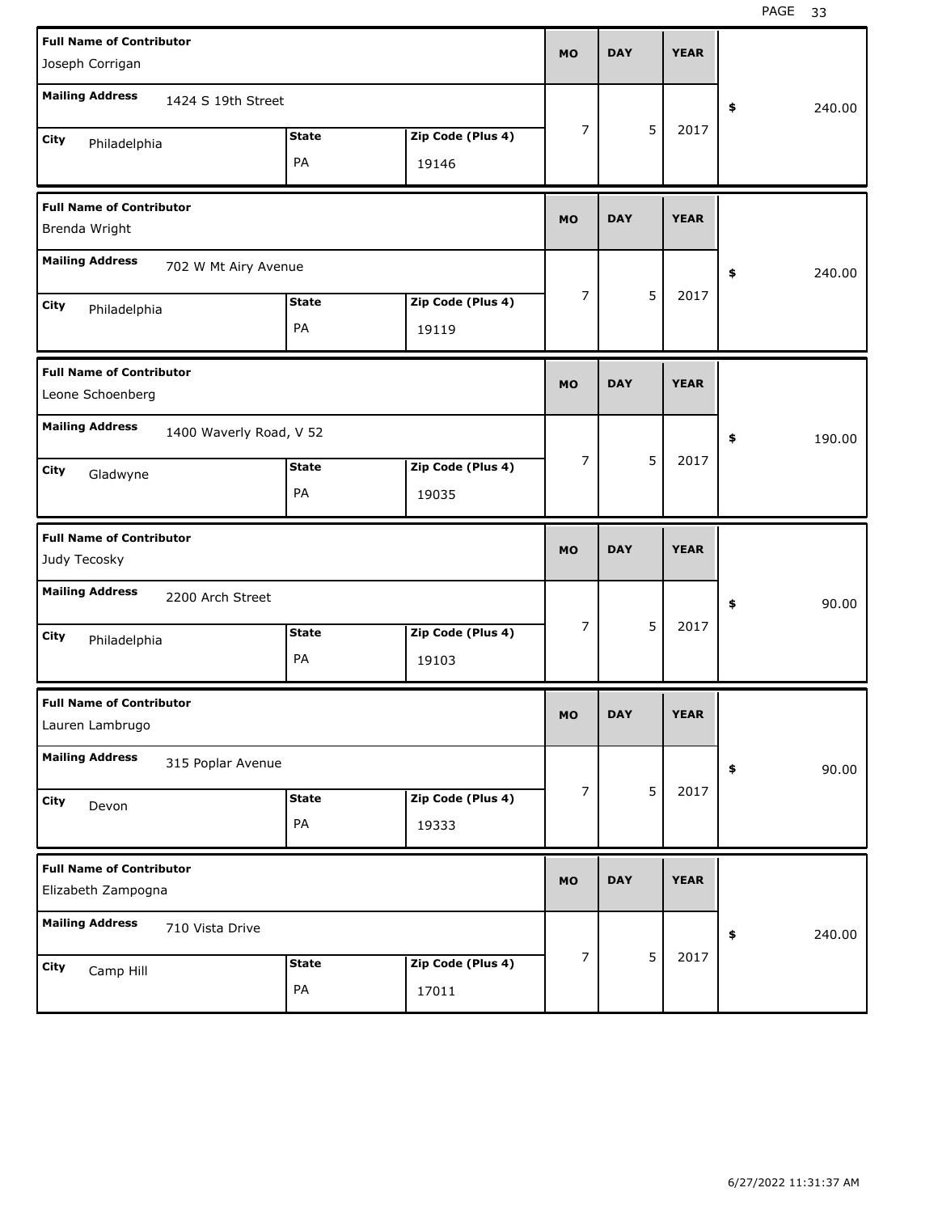| Full Name of Contributor | Mailing Address | City | State | Zip Code (Plus 4) | MO | DAY | YEAR | $ |
|---|---|---|---|---|---|---|---|---|
| Joseph Corrigan | 1424 S 19th Street | Philadelphia | PA | 19146 | 7 | 5 | 2017 | 240.00 |
| Brenda Wright | 702 W Mt Airy Avenue | Philadelphia | PA | 19119 | 7 | 5 | 2017 | 240.00 |
| Leone Schoenberg | 1400 Waverly Road, V 52 | Gladwyne | PA | 19035 | 7 | 5 | 2017 | 190.00 |
| Judy Tecosky | 2200 Arch Street | Philadelphia | PA | 19103 | 7 | 5 | 2017 | 90.00 |
| Lauren Lambrugo | 315 Poplar Avenue | Devon | PA | 19333 | 7 | 5 | 2017 | 90.00 |
| Elizabeth Zampogna | 710 Vista Drive | Camp Hill | PA | 17011 | 7 | 5 | 2017 | 240.00 |

6/27/2022 11:31:37 AM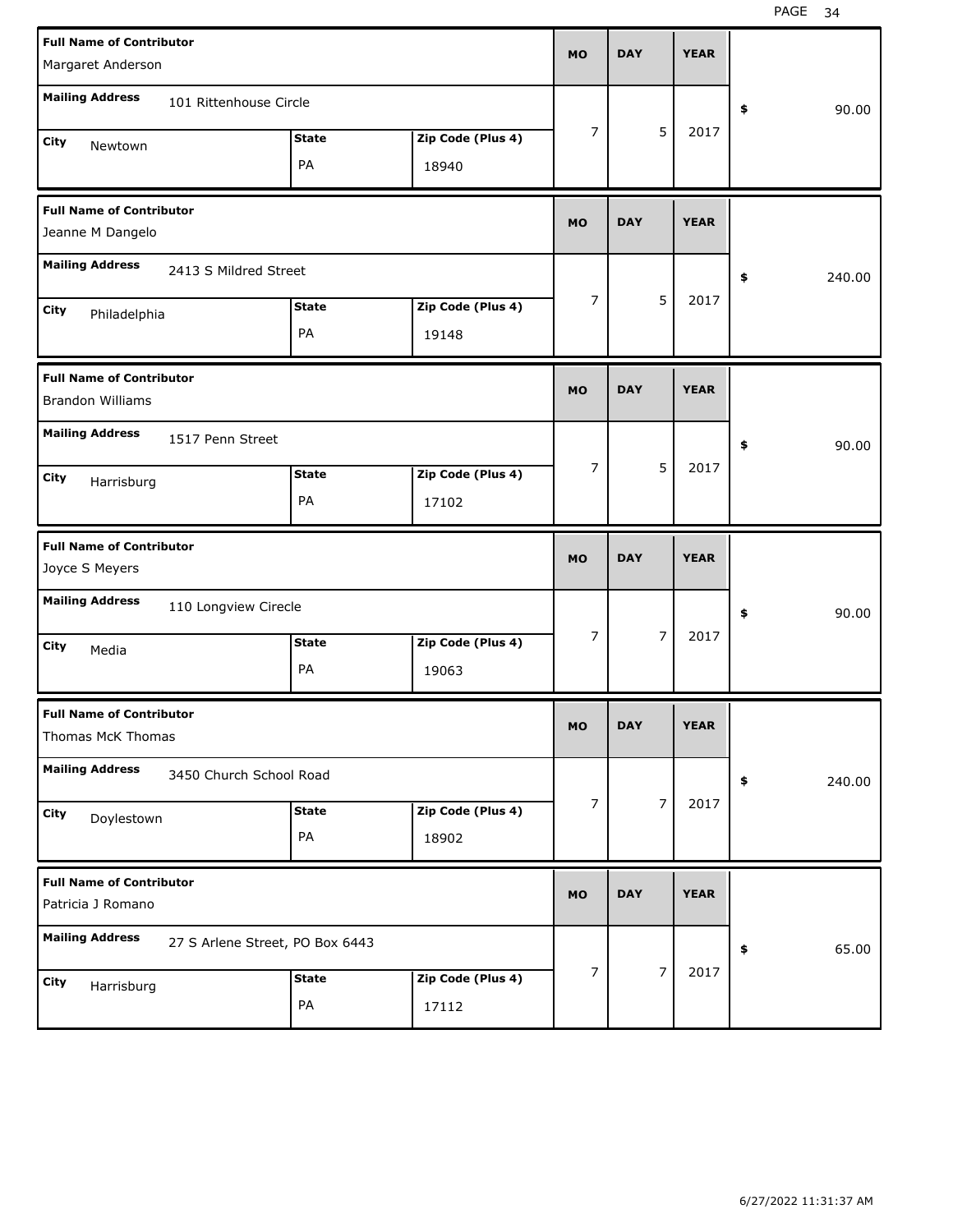| Full Name of Contributor | Mailing Address | City | State | Zip Code (Plus 4) | MO | DAY | YEAR | $ |
|---|---|---|---|---|---|---|---|---|
| Margaret Anderson | 101 Rittenhouse Circle | Newtown | PA | 18940 | 7 | 5 | 2017 | 90.00 |
| Jeanne M Dangelo | 2413 S Mildred Street | Philadelphia | PA | 19148 | 7 | 5 | 2017 | 240.00 |
| Brandon Williams | 1517 Penn Street | Harrisburg | PA | 17102 | 7 | 5 | 2017 | 90.00 |
| Joyce S Meyers | 110 Longview Cirecle | Media | PA | 19063 | 7 | 7 | 2017 | 90.00 |
| Thomas McK Thomas | 3450 Church School Road | Doylestown | PA | 18902 | 7 | 7 | 2017 | 240.00 |
| Patricia J Romano | 27 S Arlene Street, PO Box 6443 | Harrisburg | PA | 17112 | 7 | 7 | 2017 | 65.00 |

6/27/2022 11:31:37 AM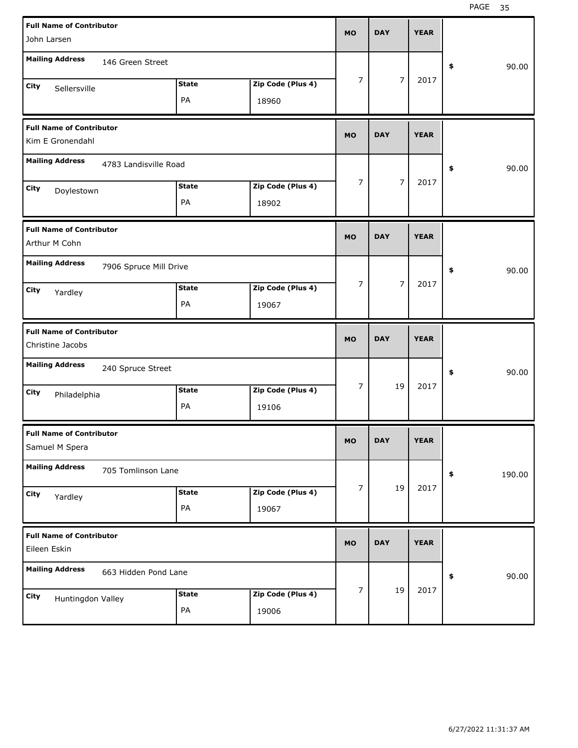| Full Name of Contributor | Mailing Address | City | State | Zip Code (Plus 4) | MO | DAY | YEAR | $ |
|---|---|---|---|---|---|---|---|---|
| John Larsen | 146 Green Street | Sellersville | PA | 18960 | 7 | 7 | 2017 | 90.00 |
| Kim E Gronendahl | 4783 Landisville Road | Doylestown | PA | 18902 | 7 | 7 | 2017 | 90.00 |
| Arthur M Cohn | 7906 Spruce Mill Drive | Yardley | PA | 19067 | 7 | 7 | 2017 | 90.00 |
| Christine Jacobs | 240 Spruce Street | Philadelphia | PA | 19106 | 7 | 19 | 2017 | 90.00 |
| Samuel M Spera | 705 Tomlinson Lane | Yardley | PA | 19067 | 7 | 19 | 2017 | 190.00 |
| Eileen Eskin | 663 Hidden Pond Lane | Huntingdon Valley | PA | 19006 | 7 | 19 | 2017 | 90.00 |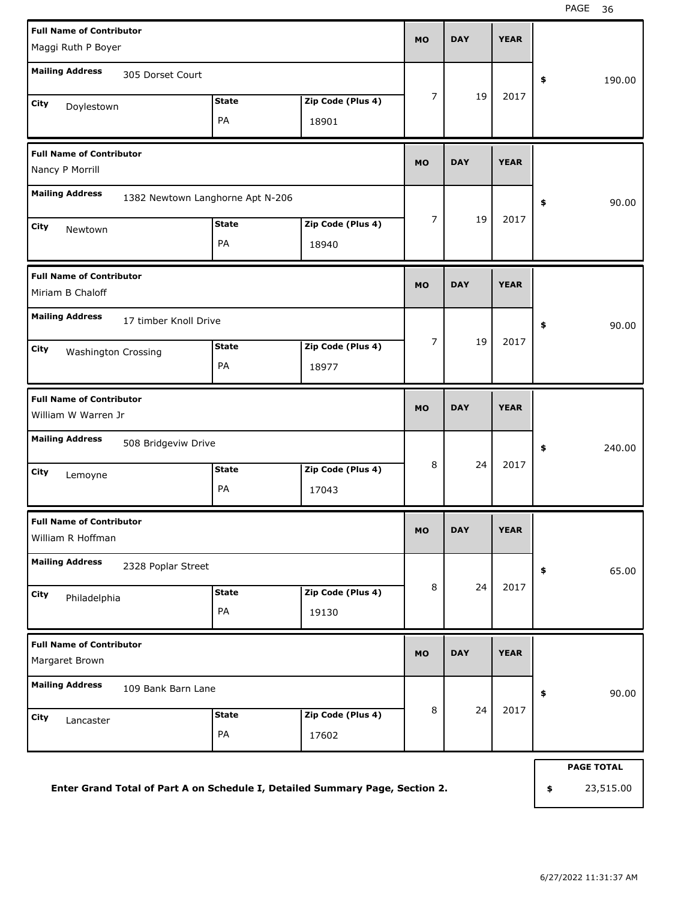| Full Name of Contributor | Mailing Address | City | State | Zip Code (Plus 4) | MO | DAY | YEAR | $ |
|---|---|---|---|---|---|---|---|---|
| Maggi Ruth P Boyer | 305 Dorset Court | Doylestown | PA | 18901 | 7 | 19 | 2017 | 190.00 |
| Nancy P Morrill | 1382 Newtown Langhorne Apt N-206 | Newtown | PA | 18940 | 7 | 19 | 2017 | 90.00 |
| Miriam B Chaloff | 17 timber Knoll Drive | Washington Crossing | PA | 18977 | 7 | 19 | 2017 | 90.00 |
| William W Warren Jr | 508 Bridgeviw Drive | Lemoyne | PA | 17043 | 8 | 24 | 2017 | 240.00 |
| William R Hoffman | 2328 Poplar Street | Philadelphia | PA | 19130 | 8 | 24 | 2017 | 65.00 |
| Margaret Brown | 109 Bank Barn Lane | Lancaster | PA | 17602 | 8 | 24 | 2017 | 90.00 |

**PAGE TOTAL** $ 23,515.00

**Enter Grand Total of Part A on Schedule I, Detailed Summary Page, Section 2.**

6/27/2022 11:31:37 AM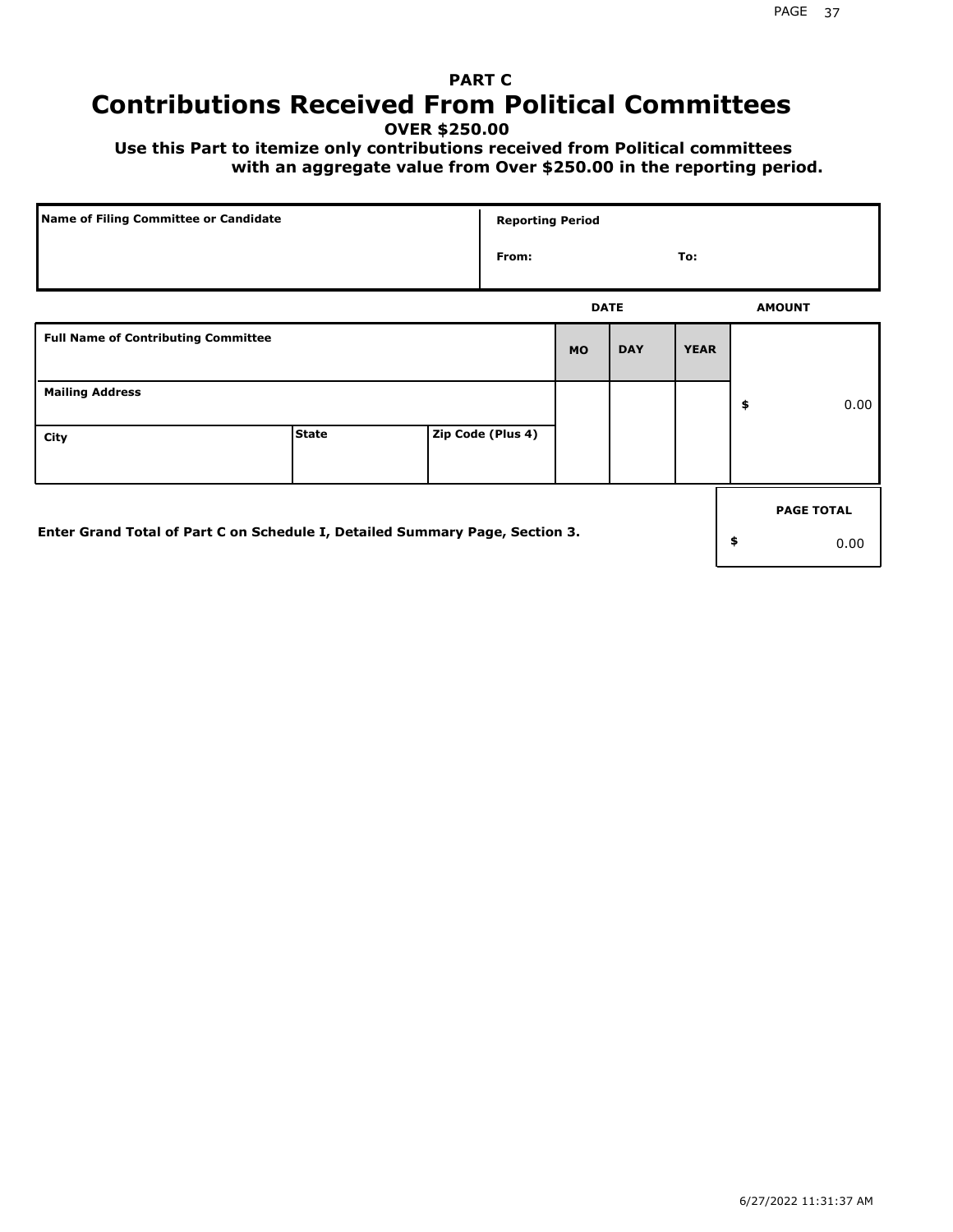## PART C

# Contributions Received From Political Committees

**OVER $250.00**

**Use this Part to itemize only contributions received from Political committees with an aggregate value from Over $250.00 in the reporting period.**

| Name of Filing Committee or Candidate | Reporting Period |
|---|---|
| | From: To: |

| Full Name of Contributing Committee | | | DATE MO | DAY | YEAR | AMOUNT |
|---|---|---|---|---|---|---|
| Mailing Address | | | | | | $ 0.00 |
| City | State | Zip Code (Plus 4) | | | | |

**Enter Grand Total of Part C on Schedule I, Detailed Summary Page, Section 3.**

| PAGE TOTAL |
|---|
| $ 0.00 |

6/27/2022 11:31:37 AM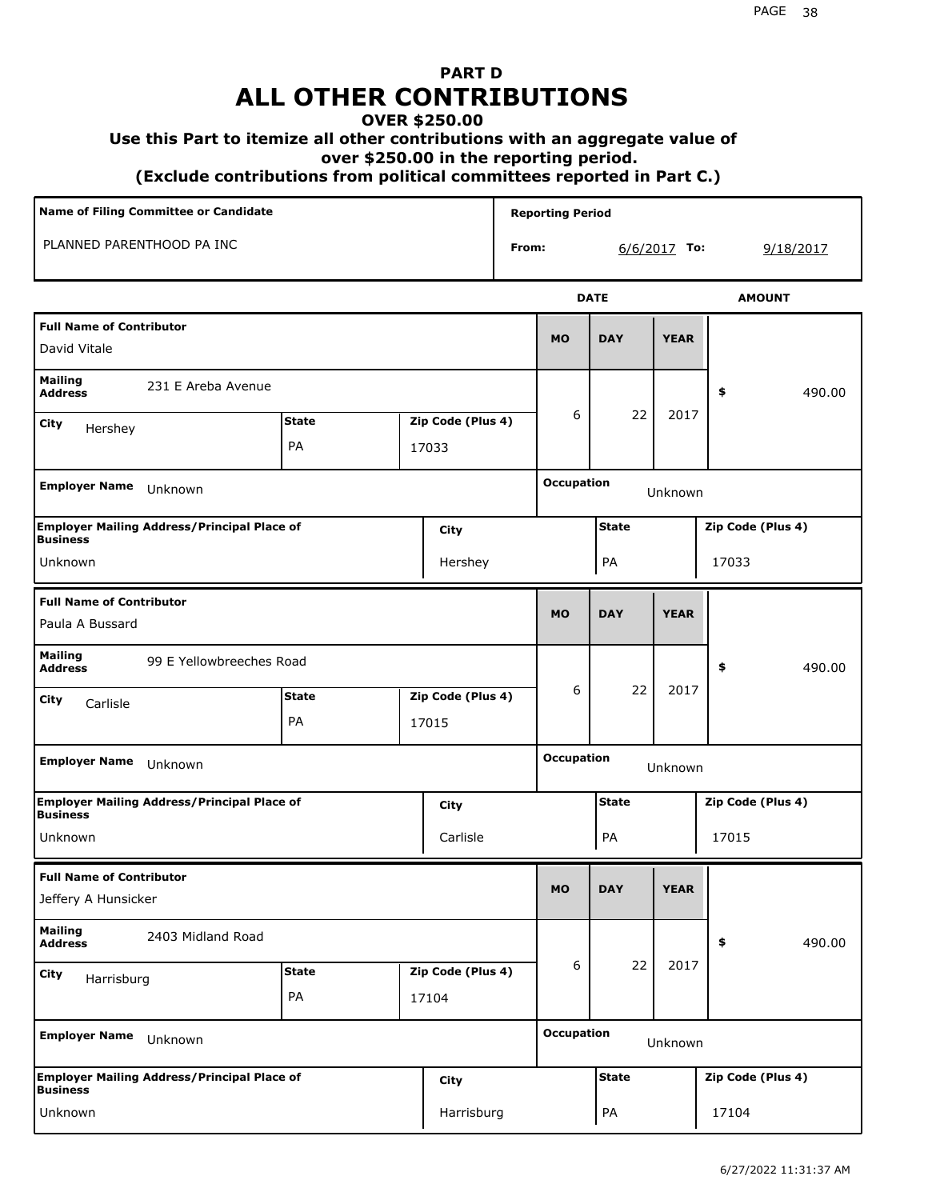# PART D
# ALL OTHER CONTRIBUTIONS

**OVER $250.00**

**Use this Part to itemize all other contributions with an aggregate value of over $250.00 in the reporting period.**

**(Exclude contributions from political committees reported in Part C.)**

| Name of Filing Committee or Candidate | Reporting Period |
|---|---|
| PLANNED PARENTHOOD PA INC | From: 6/6/2017 To: 9/18/2017 |

| Full Name of Contributor | Mailing Address | City | State | Zip Code (Plus 4) | MO | DAY | YEAR | AMOUNT | Employer Name | Occupation | Employer Mailing Address/Principal Place of Business | City | State | Zip Code (Plus 4) |
|---|---|---|---|---|---|---|---|---|---|---|---|---|---|---|
| David Vitale | 231 E Areba Avenue | Hershey | PA | 17033 | 6 | 22 | 2017 | $ 490.00 | Unknown | Unknown | Unknown | Hershey | PA | 17033 |
| Paula A Bussard | 99 E Yellowbreeches Road | Carlisle | PA | 17015 | 6 | 22 | 2017 | $ 490.00 | Unknown | Unknown | Unknown | Carlisle | PA | 17015 |
| Jeffery A Hunsicker | 2403 Midland Road | Harrisburg | PA | 17104 | 6 | 22 | 2017 | $ 490.00 | Unknown | Unknown | Unknown | Harrisburg | PA | 17104 |

6/27/2022 11:31:37 AM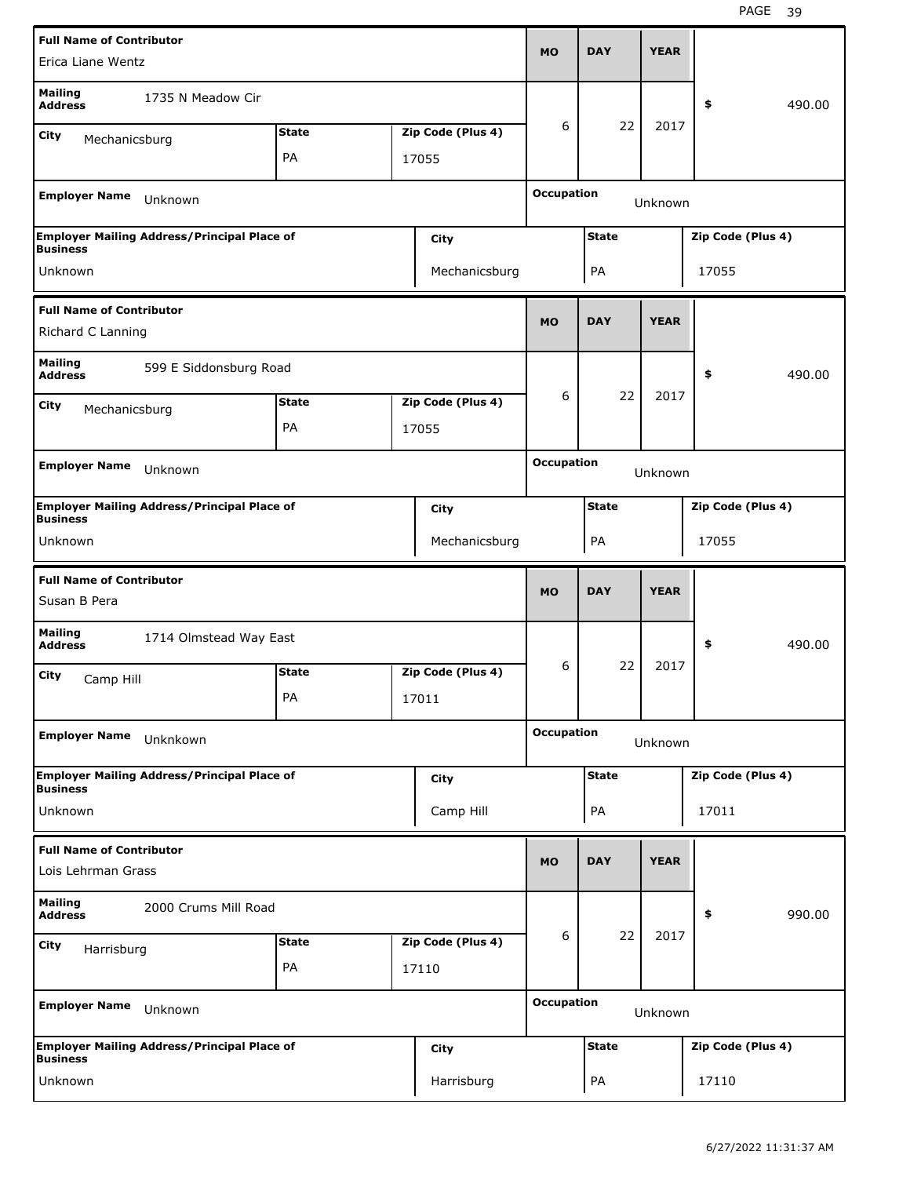| Full Name of Contributor | | | MO | DAY | YEAR | |
|---|---|---|---|---|---|---|
| Erica Liane Wentz | | | | | | |
| Mailing Address: 1735 N Meadow Cir | | | 6 | 22 | 2017 | $ 490.00 |
| City: Mechanicsburg | State: PA | Zip Code (Plus 4): 17055 | | | | |
| Employer Name: Unknown | | | Occupation: Unknown | | | |
| Employer Mailing Address/Principal Place of Business: Unknown | City: Mechanicsburg | | State: PA | | Zip Code (Plus 4): 17055 | |

| Full Name of Contributor | | | MO | DAY | YEAR | |
|---|---|---|---|---|---|---|
| Richard C Lanning | | | | | | |
| Mailing Address: 599 E Siddonsburg Road | | | 6 | 22 | 2017 | $ 490.00 |
| City: Mechanicsburg | State: PA | Zip Code (Plus 4): 17055 | | | | |
| Employer Name: Unknown | | | Occupation: Unknown | | | |
| Employer Mailing Address/Principal Place of Business: Unknown | City: Mechanicsburg | | State: PA | | Zip Code (Plus 4): 17055 | |

| Full Name of Contributor | | | MO | DAY | YEAR | |
|---|---|---|---|---|---|---|
| Susan B Pera | | | | | | |
| Mailing Address: 1714 Olmstead Way East | | | 6 | 22 | 2017 | $ 490.00 |
| City: Camp Hill | State: PA | Zip Code (Plus 4): 17011 | | | | |
| Employer Name: Unknkown | | | Occupation: Unknown | | | |
| Employer Mailing Address/Principal Place of Business: Unknown | City: Camp Hill | | State: PA | | Zip Code (Plus 4): 17011 | |

| Full Name of Contributor | | | MO | DAY | YEAR | |
|---|---|---|---|---|---|---|
| Lois Lehrman Grass | | | | | | |
| Mailing Address: 2000 Crums Mill Road | | | 6 | 22 | 2017 | $ 990.00 |
| City: Harrisburg | State: PA | Zip Code (Plus 4): 17110 | | | | |
| Employer Name: Unknown | | | Occupation: Unknown | | | |
| Employer Mailing Address/Principal Place of Business: Unknown | City: Harrisburg | | State: PA | | Zip Code (Plus 4): 17110 | |

6/27/2022 11:31:37 AM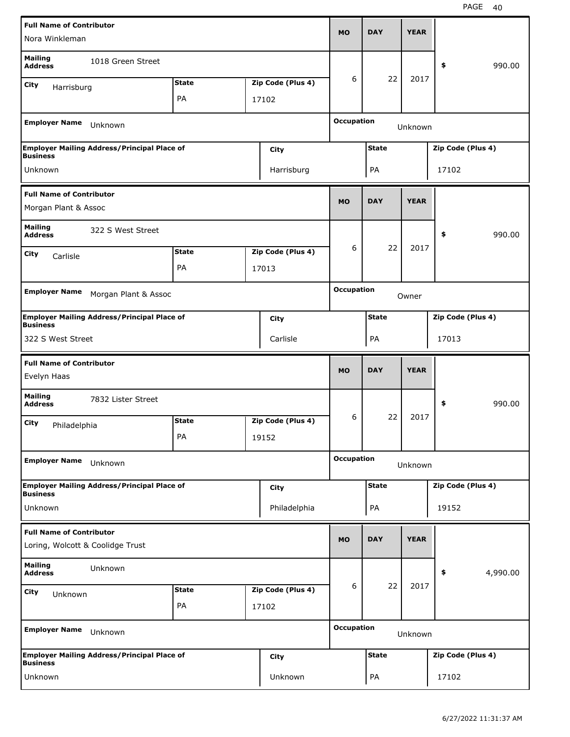| Full Name of Contributor | | | MO | DAY | YEAR | |
|---|---|---|---|---|---|---|
| Nora Winkleman | | | | | | |
| Mailing Address: 1018 Green Street | | | 6 | 22 | 2017 | $ 990.00 |
| City: Harrisburg | State: PA | Zip Code (Plus 4): 17102 | | | | |
| Employer Name: Unknown | | | Occupation: Unknown | | | |
| Employer Mailing Address/Principal Place of Business: Unknown | City: Harrisburg | | State: PA | | Zip Code (Plus 4): 17102 | |

| Full Name of Contributor | | | MO | DAY | YEAR | |
|---|---|---|---|---|---|---|
| Morgan Plant & Assoc | | | | | | |
| Mailing Address: 322 S West Street | | | 6 | 22 | 2017 | $ 990.00 |
| City: Carlisle | State: PA | Zip Code (Plus 4): 17013 | | | | |
| Employer Name: Morgan Plant & Assoc | | | Occupation: Owner | | | |
| Employer Mailing Address/Principal Place of Business: 322 S West Street | City: Carlisle | | State: PA | | Zip Code (Plus 4): 17013 | |

| Full Name of Contributor | | | MO | DAY | YEAR | |
|---|---|---|---|---|---|---|
| Evelyn Haas | | | | | | |
| Mailing Address: 7832 Lister Street | | | 6 | 22 | 2017 | $ 990.00 |
| City: Philadelphia | State: PA | Zip Code (Plus 4): 19152 | | | | |
| Employer Name: Unknown | | | Occupation: Unknown | | | |
| Employer Mailing Address/Principal Place of Business: Unknown | City: Philadelphia | | State: PA | | Zip Code (Plus 4): 19152 | |

| Full Name of Contributor | | | MO | DAY | YEAR | |
|---|---|---|---|---|---|---|
| Loring, Wolcott & Coolidge Trust | | | | | | |
| Mailing Address: Unknown | | | 6 | 22 | 2017 | $ 4,990.00 |
| City: Unknown | State: PA | Zip Code (Plus 4): 17102 | | | | |
| Employer Name: Unknown | | | Occupation: Unknown | | | |
| Employer Mailing Address/Principal Place of Business: Unknown | City: Unknown | | State: PA | | Zip Code (Plus 4): 17102 | |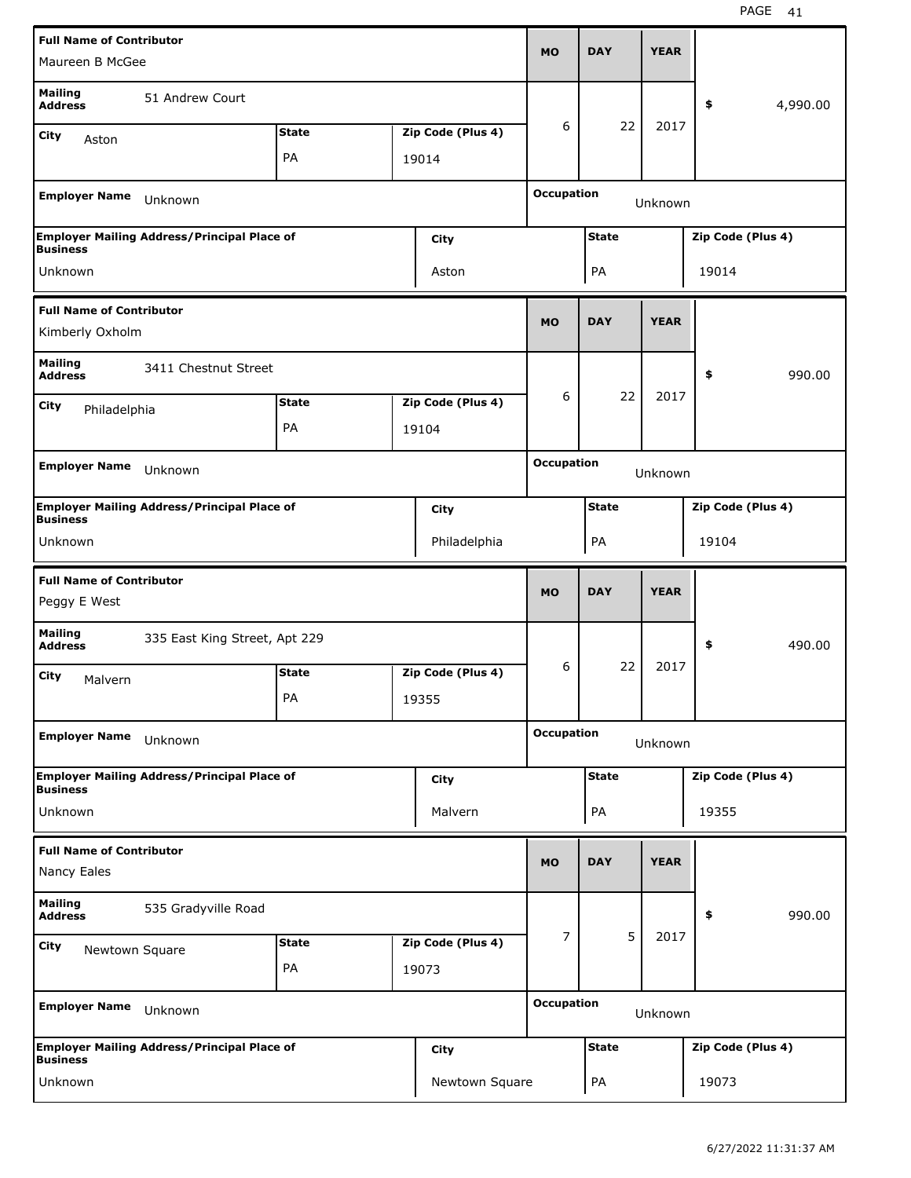| Full Name of Contributor | | | MO | DAY | YEAR | |
|---|---|---|---|---|---|---|
| Maureen B McGee | | | | | | |
| Mailing Address | 51 Andrew Court | | 6 | 22 | 2017 | $ 4,990.00 |
| City: Aston | State: PA | Zip Code (Plus 4): 19014 | | | | |
| Employer Name: Unknown | | | Occupation: Unknown | | | |
| Employer Mailing Address/Principal Place of Business: Unknown | City: Aston | | State: PA | | Zip Code (Plus 4): 19014 | |

| Full Name of Contributor | | | MO | DAY | YEAR | |
|---|---|---|---|---|---|---|
| Kimberly Oxholm | | | | | | |
| Mailing Address | 3411 Chestnut Street | | 6 | 22 | 2017 | $ 990.00 |
| City: Philadelphia | State: PA | Zip Code (Plus 4): 19104 | | | | |
| Employer Name: Unknown | | | Occupation: Unknown | | | |
| Employer Mailing Address/Principal Place of Business: Unknown | City: Philadelphia | | State: PA | | Zip Code (Plus 4): 19104 | |

| Full Name of Contributor | | | MO | DAY | YEAR | |
|---|---|---|---|---|---|---|
| Peggy E West | | | | | | |
| Mailing Address | 335 East King Street, Apt 229 | | 6 | 22 | 2017 | $ 490.00 |
| City: Malvern | State: PA | Zip Code (Plus 4): 19355 | | | | |
| Employer Name: Unknown | | | Occupation: Unknown | | | |
| Employer Mailing Address/Principal Place of Business: Unknown | City: Malvern | | State: PA | | Zip Code (Plus 4): 19355 | |

| Full Name of Contributor | | | MO | DAY | YEAR | |
|---|---|---|---|---|---|---|
| Nancy Eales | | | | | | |
| Mailing Address | 535 Gradyville Road | | 7 | 5 | 2017 | $ 990.00 |
| City: Newtown Square | State: PA | Zip Code (Plus 4): 19073 | | | | |
| Employer Name: Unknown | | | Occupation: Unknown | | | |
| Employer Mailing Address/Principal Place of Business: Unknown | City: Newtown Square | | State: PA | | Zip Code (Plus 4): 19073 | |

6/27/2022 11:31:37 AM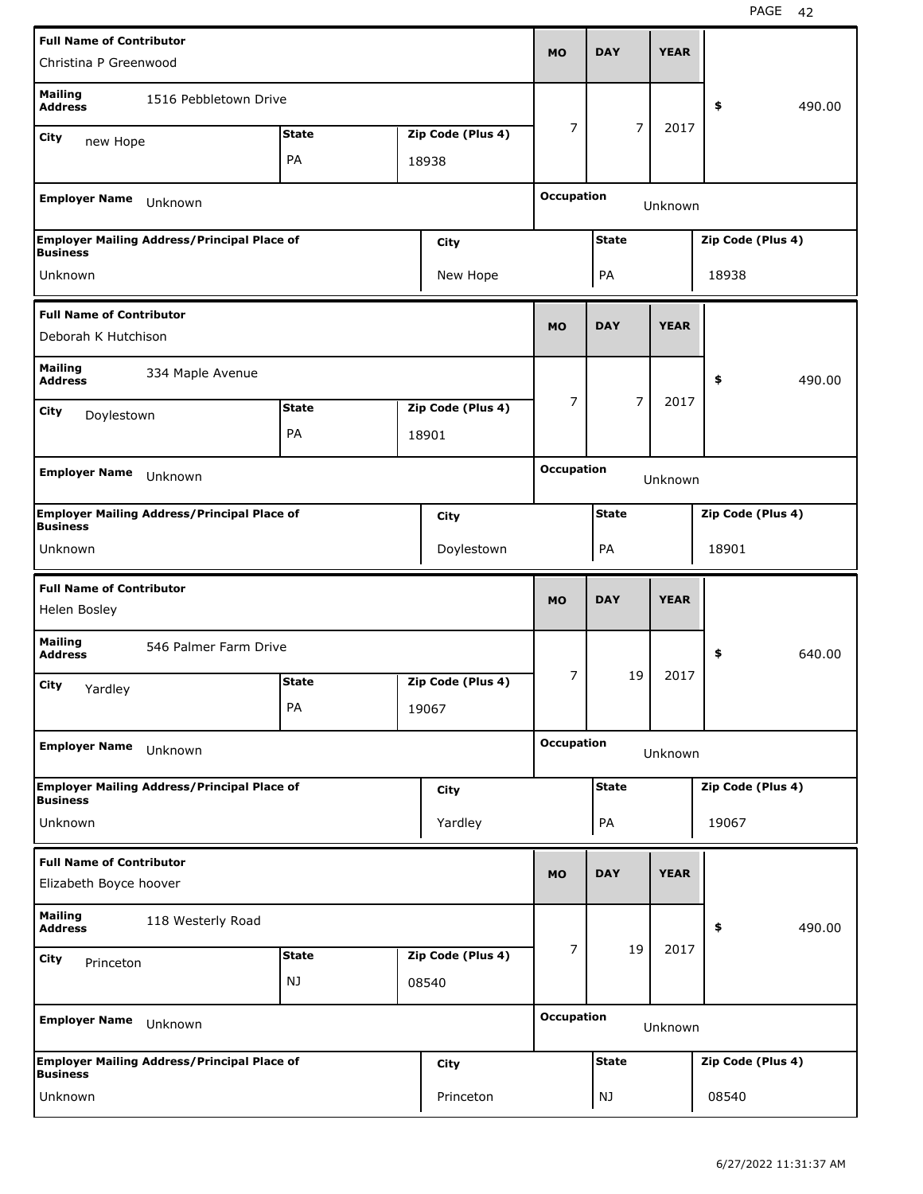| Full Name of Contributor | | | MO | DAY | YEAR | |
|---|---|---|---|---|---|---|
| Christina P Greenwood | | | | | | |
| Mailing Address: 1516 Pebbletown Drive | | | 7 | 7 | 2017 | $ 490.00 |
| City: new Hope | State: PA | Zip Code (Plus 4): 18938 | | | | |
| Employer Name: Unknown | | | Occupation: Unknown | | | |
| Employer Mailing Address/Principal Place of Business: Unknown | City: New Hope | | State: PA | | Zip Code (Plus 4): 18938 | |

| Full Name of Contributor | | | MO | DAY | YEAR | |
|---|---|---|---|---|---|---|
| Deborah K Hutchison | | | | | | |
| Mailing Address: 334 Maple Avenue | | | 7 | 7 | 2017 | $ 490.00 |
| City: Doylestown | State: PA | Zip Code (Plus 4): 18901 | | | | |
| Employer Name: Unknown | | | Occupation: Unknown | | | |
| Employer Mailing Address/Principal Place of Business: Unknown | City: Doylestown | | State: PA | | Zip Code (Plus 4): 18901 | |

| Full Name of Contributor | | | MO | DAY | YEAR | |
|---|---|---|---|---|---|---|
| Helen Bosley | | | | | | |
| Mailing Address: 546 Palmer Farm Drive | | | 7 | 19 | 2017 | $ 640.00 |
| City: Yardley | State: PA | Zip Code (Plus 4): 19067 | | | | |
| Employer Name: Unknown | | | Occupation: Unknown | | | |
| Employer Mailing Address/Principal Place of Business: Unknown | City: Yardley | | State: PA | | Zip Code (Plus 4): 19067 | |

| Full Name of Contributor | | | MO | DAY | YEAR | |
|---|---|---|---|---|---|---|
| Elizabeth Boyce hoover | | | | | | |
| Mailing Address: 118 Westerly Road | | | 7 | 19 | 2017 | $ 490.00 |
| City: Princeton | State: NJ | Zip Code (Plus 4): 08540 | | | | |
| Employer Name: Unknown | | | Occupation: Unknown | | | |
| Employer Mailing Address/Principal Place of Business: Unknown | City: Princeton | | State: NJ | | Zip Code (Plus 4): 08540 | |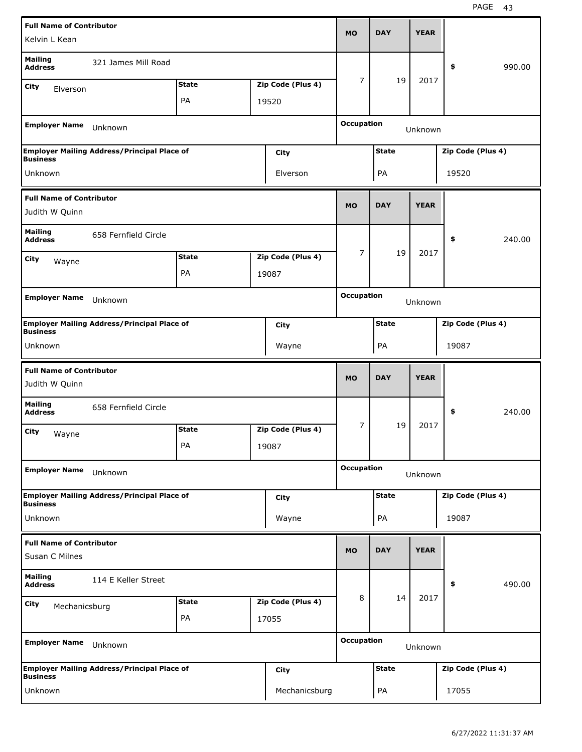| Full Name of Contributor | | | MO | DAY | YEAR | |
|---|---|---|---|---|---|---|
| Kelvin L Kean | | | | | | |
| Mailing Address | 321 James Mill Road | | 7 | 19 | 2017 | $ 990.00 |
| City: Elverson | State: PA | Zip Code (Plus 4): 19520 | | | | |
| Employer Name: Unknown | | | Occupation: Unknown | | | |
| Employer Mailing Address/Principal Place of Business: Unknown | City: Elverson | | State: PA | | Zip Code (Plus 4): 19520 | |

| Full Name of Contributor | | | MO | DAY | YEAR | |
|---|---|---|---|---|---|---|
| Judith W Quinn | | | | | | |
| Mailing Address | 658 Fernfield Circle | | 7 | 19 | 2017 | $ 240.00 |
| City: Wayne | State: PA | Zip Code (Plus 4): 19087 | | | | |
| Employer Name: Unknown | | | Occupation: Unknown | | | |
| Employer Mailing Address/Principal Place of Business: Unknown | City: Wayne | | State: PA | | Zip Code (Plus 4): 19087 | |

| Full Name of Contributor | | | MO | DAY | YEAR | |
|---|---|---|---|---|---|---|
| Judith W Quinn | | | | | | |
| Mailing Address | 658 Fernfield Circle | | 7 | 19 | 2017 | $ 240.00 |
| City: Wayne | State: PA | Zip Code (Plus 4): 19087 | | | | |
| Employer Name: Unknown | | | Occupation: Unknown | | | |
| Employer Mailing Address/Principal Place of Business: Unknown | City: Wayne | | State: PA | | Zip Code (Plus 4): 19087 | |

| Full Name of Contributor | | | MO | DAY | YEAR | |
|---|---|---|---|---|---|---|
| Susan C Milnes | | | | | | |
| Mailing Address | 114 E Keller Street | | 8 | 14 | 2017 | $ 490.00 |
| City: Mechanicsburg | State: PA | Zip Code (Plus 4): 17055 | | | | |
| Employer Name: Unknown | | | Occupation: Unknown | | | |
| Employer Mailing Address/Principal Place of Business: Unknown | City: Mechanicsburg | | State: PA | | Zip Code (Plus 4): 17055 | |

6/27/2022 11:31:37 AM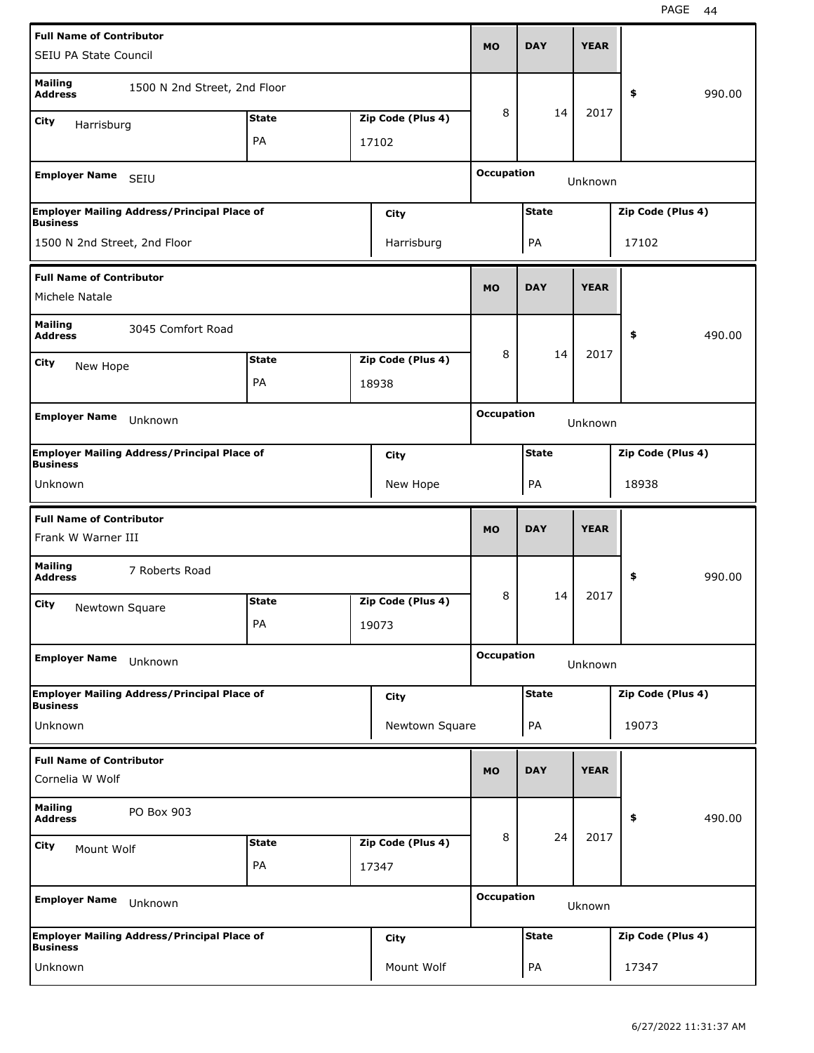| Full Name of Contributor | | | MO | DAY | YEAR | |
|---|---|---|---|---|---|---|
| SEIU PA State Council | | | | | | |
| Mailing Address: 1500 N 2nd Street, 2nd Floor | | | 8 | 14 | 2017 | $ 990.00 |
| City: Harrisburg | State: PA | Zip Code (Plus 4): 17102 | | | | |
| Employer Name: SEIU | | | Occupation: Unknown | | | |
| Employer Mailing Address/Principal Place of Business: 1500 N 2nd Street, 2nd Floor | City: Harrisburg | | State: PA | | Zip Code (Plus 4): 17102 | |

| Full Name of Contributor | | | MO | DAY | YEAR | |
|---|---|---|---|---|---|---|
| Michele Natale | | | | | | |
| Mailing Address: 3045 Comfort Road | | | 8 | 14 | 2017 | $ 490.00 |
| City: New Hope | State: PA | Zip Code (Plus 4): 18938 | | | | |
| Employer Name: Unknown | | | Occupation: Unknown | | | |
| Employer Mailing Address/Principal Place of Business: Unknown | City: New Hope | | State: PA | | Zip Code (Plus 4): 18938 | |

| Full Name of Contributor | | | MO | DAY | YEAR | |
|---|---|---|---|---|---|---|
| Frank W Warner III | | | | | | |
| Mailing Address: 7 Roberts Road | | | 8 | 14 | 2017 | $ 990.00 |
| City: Newtown Square | State: PA | Zip Code (Plus 4): 19073 | | | | |
| Employer Name: Unknown | | | Occupation: Unknown | | | |
| Employer Mailing Address/Principal Place of Business: Unknown | City: Newtown Square | | State: PA | | Zip Code (Plus 4): 19073 | |

| Full Name of Contributor | | | MO | DAY | YEAR | |
|---|---|---|---|---|---|---|
| Cornelia W Wolf | | | | | | |
| Mailing Address: PO Box 903 | | | 8 | 24 | 2017 | $ 490.00 |
| City: Mount Wolf | State: PA | Zip Code (Plus 4): 17347 | | | | |
| Employer Name: Unknown | | | Occupation: Ukown | | | |
| Employer Mailing Address/Principal Place of Business: Unknown | City: Mount Wolf | | State: PA | | Zip Code (Plus 4): 17347 | |

6/27/2022 11:31:37 AM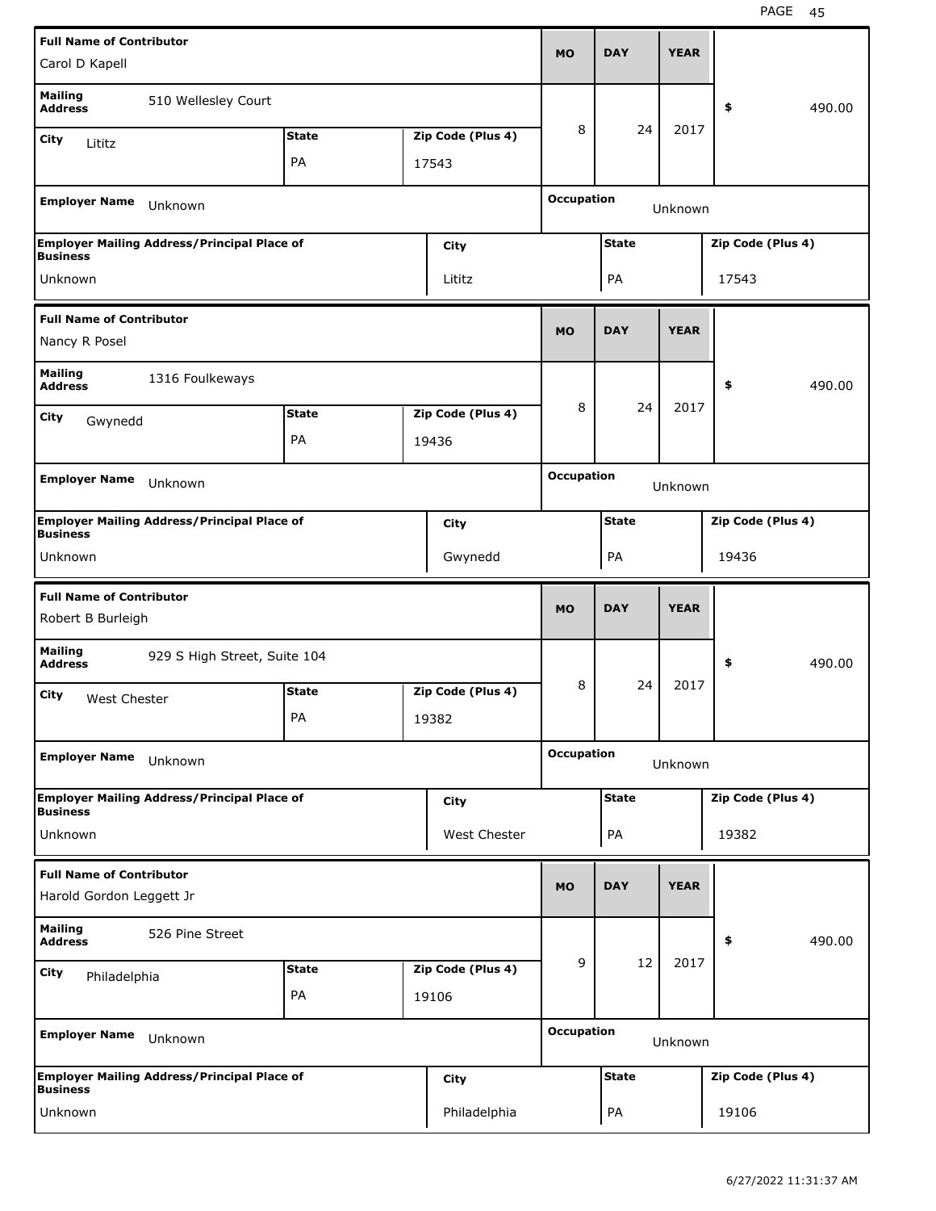| Full Name of Contributor | | | MO | DAY | YEAR | |
|---|---|---|---|---|---|---|
| Carol D Kapell | | | | | | |
| Mailing Address | 510 Wellesley Court | | 8 | 24 | 2017 | $ 490.00 |
| City: Lititz | State: PA | Zip Code (Plus 4): 17543 | | | | |
| Employer Name: Unknown | | | Occupation: Unknown | | | |
| Employer Mailing Address/Principal Place of Business: Unknown | City: Lititz | | State: PA | | Zip Code (Plus 4): 17543 | |

| Full Name of Contributor | | | MO | DAY | YEAR | |
|---|---|---|---|---|---|---|
| Nancy R Posel | | | | | | |
| Mailing Address | 1316 Foulkeways | | 8 | 24 | 2017 | $ 490.00 |
| City: Gwynedd | State: PA | Zip Code (Plus 4): 19436 | | | | |
| Employer Name: Unknown | | | Occupation: Unknown | | | |
| Employer Mailing Address/Principal Place of Business: Unknown | City: Gwynedd | | State: PA | | Zip Code (Plus 4): 19436 | |

| Full Name of Contributor | | | MO | DAY | YEAR | |
|---|---|---|---|---|---|---|
| Robert B Burleigh | | | | | | |
| Mailing Address | 929 S High Street, Suite 104 | | 8 | 24 | 2017 | $ 490.00 |
| City: West Chester | State: PA | Zip Code (Plus 4): 19382 | | | | |
| Employer Name: Unknown | | | Occupation: Unknown | | | |
| Employer Mailing Address/Principal Place of Business: Unknown | City: West Chester | | State: PA | | Zip Code (Plus 4): 19382 | |

| Full Name of Contributor | | | MO | DAY | YEAR | |
|---|---|---|---|---|---|---|
| Harold Gordon Leggett Jr | | | | | | |
| Mailing Address | 526 Pine Street | | 9 | 12 | 2017 | $ 490.00 |
| City: Philadelphia | State: PA | Zip Code (Plus 4): 19106 | | | | |
| Employer Name: Unknown | | | Occupation: Unknown | | | |
| Employer Mailing Address/Principal Place of Business: Unknown | City: Philadelphia | | State: PA | | Zip Code (Plus 4): 19106 | |

6/27/2022 11:31:37 AM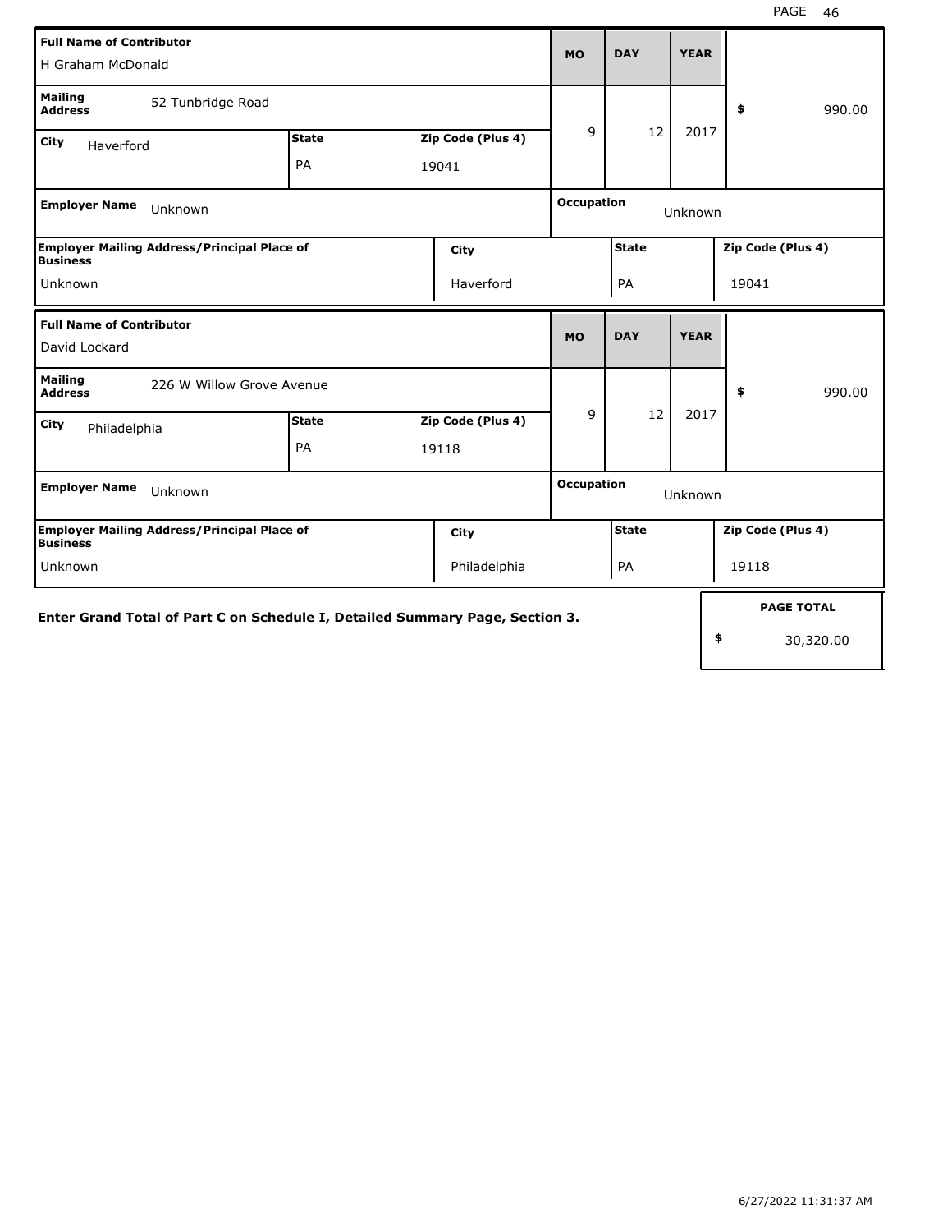| Full Name of Contributor | | | MO | DAY | YEAR | |
|---|---|---|---|---|---|---|
| H Graham McDonald | | | 9 | 12 | 2017 | $ 990.00 |
| **Mailing Address** 52 Tunbridge Road | | | | | | |
| **City** Haverford | **State** PA | **Zip Code (Plus 4)** 19041 | | | | |
| **Employer Name** Unknown | | | **Occupation** Unknown | | | |
| **Employer Mailing Address/Principal Place of Business** Unknown | **City** Haverford | | **State** PA | | **Zip Code (Plus 4)** 19041 | |

| Full Name of Contributor | | | MO | DAY | YEAR | |
|---|---|---|---|---|---|---|
| David Lockard | | | 9 | 12 | 2017 | $ 990.00 |
| **Mailing Address** 226 W Willow Grove Avenue | | | | | | |
| **City** Philadelphia | **State** PA | **Zip Code (Plus 4)** 19118 | | | | |
| **Employer Name** Unknown | | | **Occupation** Unknown | | | |
| **Employer Mailing Address/Principal Place of Business** Unknown | **City** Philadelphia | | **State** PA | | **Zip Code (Plus 4)** 19118 | |

**Enter Grand Total of Part C on Schedule I, Detailed Summary Page, Section 3.**

| PAGE TOTAL |
|---|
| $ 30,320.00 |

6/27/2022 11:31:37 AM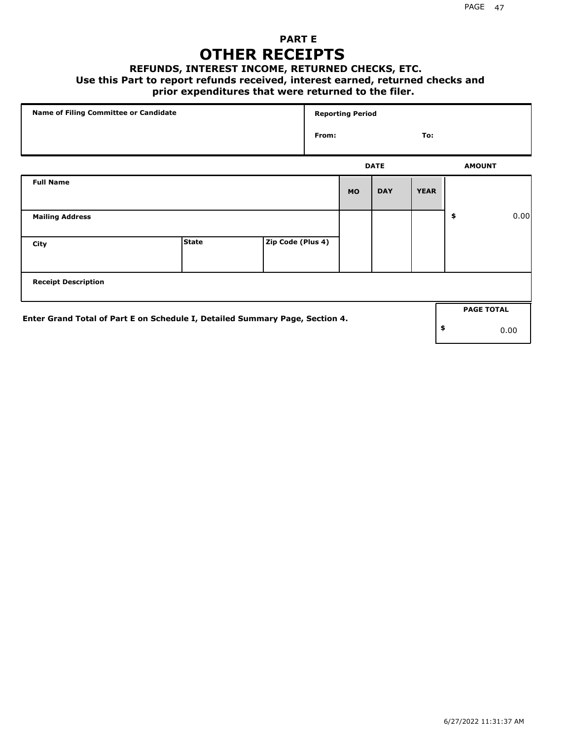# PART E
# OTHER RECEIPTS

### REFUNDS, INTEREST INCOME, RETURNED CHECKS, ETC.

### Use this Part to report refunds received, interest earned, returned checks and prior expenditures that were returned to the filer.

| Name of Filing Committee or Candidate | Reporting Period | |
|---|---|---|
| | From: | To: |

| Full Name | | | DATE MO | DAY | YEAR | AMOUNT |
|---|---|---|---|---|---|---|
| Mailing Address | | | | | | $ 0.00 |
| City | State | Zip Code (Plus 4) | | | | |
| Receipt Description | | | | | | |

Enter Grand Total of Part E on Schedule I, Detailed Summary Page, Section 4.

| PAGE TOTAL |
|---|
| $ 0.00 |

6/27/2022 11:31:37 AM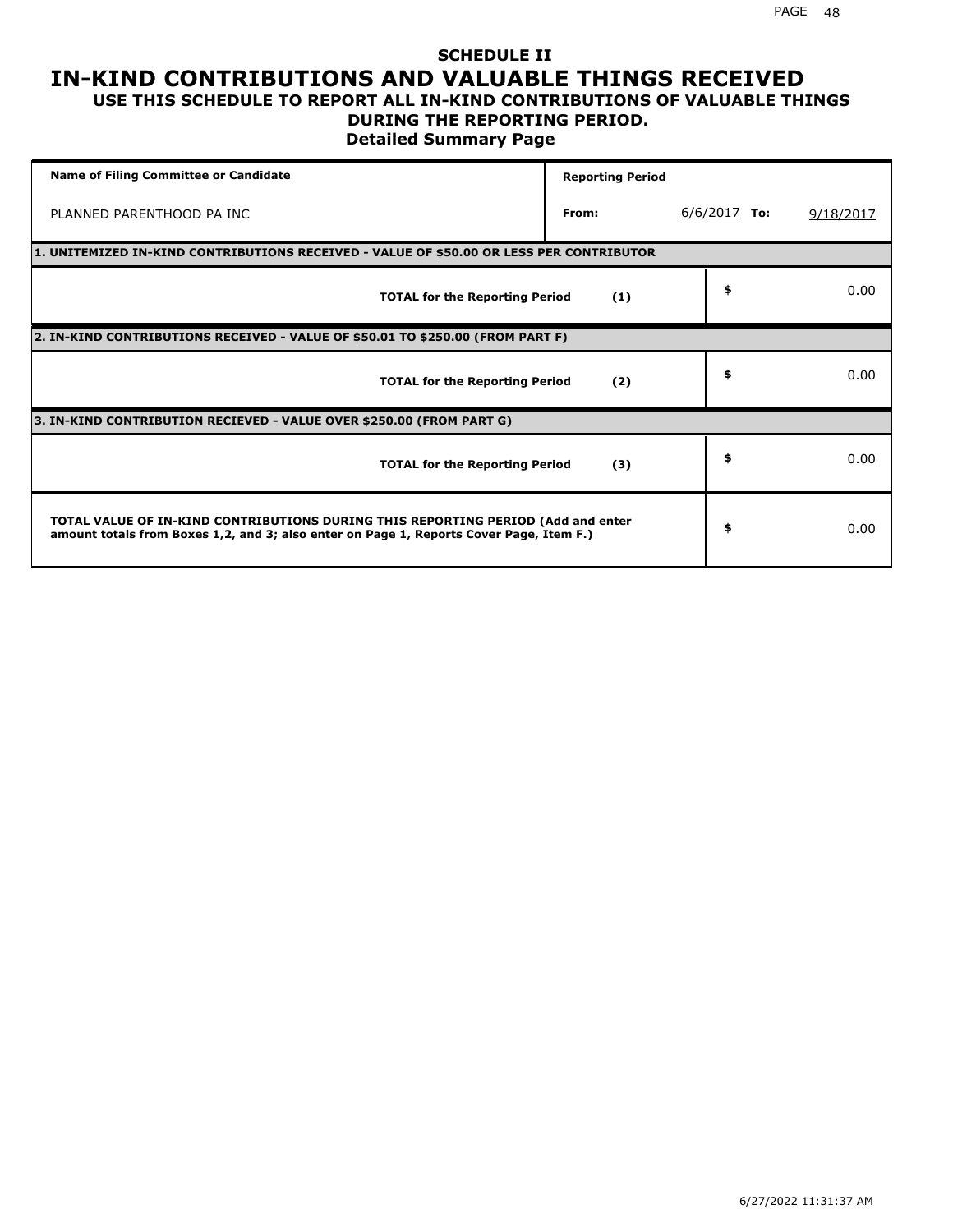# SCHEDULE II
# IN-KIND CONTRIBUTIONS AND VALUABLE THINGS RECEIVED
## USE THIS SCHEDULE TO REPORT ALL IN-KIND CONTRIBUTIONS OF VALUABLE THINGS DURING THE REPORTING PERIOD.
### Detailed Summary Page

| Name of Filing Committee or Candidate | Reporting Period | | |
|---|---|---|---|
| PLANNED PARENTHOOD PA INC | From: | 6/6/2017 To: | 9/18/2017 |

**1. UNITEMIZED IN-KIND CONTRIBUTIONS RECEIVED - VALUE OF $50.00 OR LESS PER CONTRIBUTOR**

| | | |
|---|---|---|
| **TOTAL for the Reporting Period** | **(1)** | $ 0.00 |

**2. IN-KIND CONTRIBUTIONS RECEIVED - VALUE OF $50.01 TO $250.00 (FROM PART F)**

| | | |
|---|---|---|
| **TOTAL for the Reporting Period** | **(2)** | $ 0.00 |

**3. IN-KIND CONTRIBUTION RECIEVED - VALUE OVER $250.00 (FROM PART G)**

| | | |
|---|---|---|
| **TOTAL for the Reporting Period** | **(3)** | $ 0.00 |

| | |
|---|---|
| **TOTAL VALUE OF IN-KIND CONTRIBUTIONS DURING THIS REPORTING PERIOD (Add and enter amount totals from Boxes 1,2, and 3; also enter on Page 1, Reports Cover Page, Item F.)** | $ 0.00 |

6/27/2022 11:31:37 AM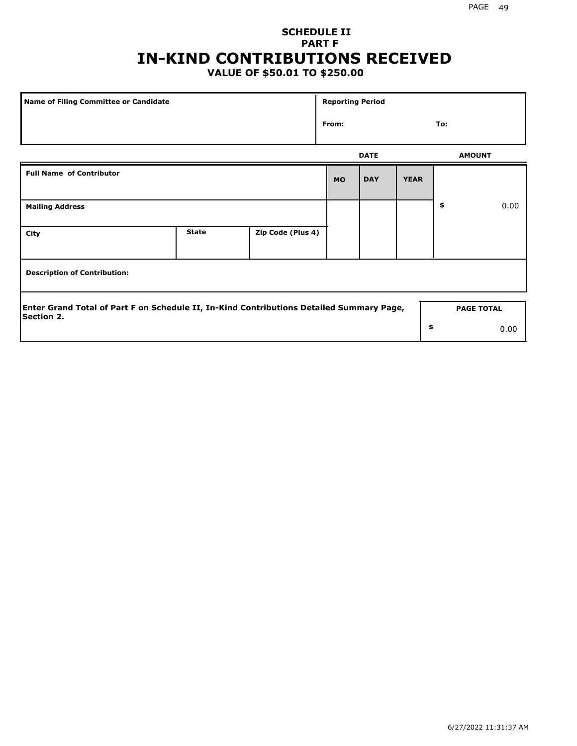## SCHEDULE II
## PART F
# IN-KIND CONTRIBUTIONS RECEIVED
### VALUE OF $50.01 TO $250.00

| Name of Filing Committee or Candidate | Reporting Period | |
|---|---|---|
| | From: | To: |

| Full Name of Contributor | | | DATE | | | AMOUNT |
|---|---|---|---|---|---|---|
| | | | MO | DAY | YEAR | |
| Mailing Address | | | | | | $ 0.00 |
| City | State | Zip Code (Plus 4) | | | | |
| Description of Contribution: | | | | | | |

Enter Grand Total of Part F on Schedule II, In-Kind Contributions Detailed Summary Page, Section 2.

| PAGE TOTAL |
|---|
| $ 0.00 |

6/27/2022 11:31:37 AM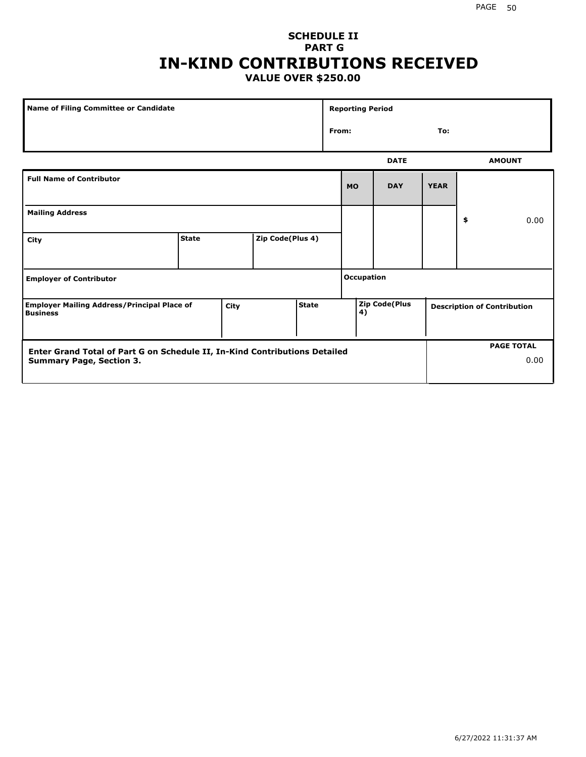# SCHEDULE II
## PART G
# IN-KIND CONTRIBUTIONS RECEIVED
### VALUE OVER $250.00

| Name of Filing Committee or Candidate | Reporting Period |
|---|---|
| | From: To: |

| Full Name of Contributor | | | DATE MO | DAY | YEAR | AMOUNT |
|---|---|---|---|---|---|---|
| Mailing Address | | | | | | $ 0.00 |
| City | State | Zip Code(Plus 4) | | | | |
| Employer of Contributor | | | Occupation | | | |
| Employer Mailing Address/Principal Place of Business | City | State | Zip Code(Plus 4) | | | Description of Contribution |

| Enter Grand Total of Part G on Schedule II, In-Kind Contributions Detailed Summary Page, Section 3. | PAGE TOTAL |
|---|---|
| | 0.00 |

6/27/2022 11:31:37 AM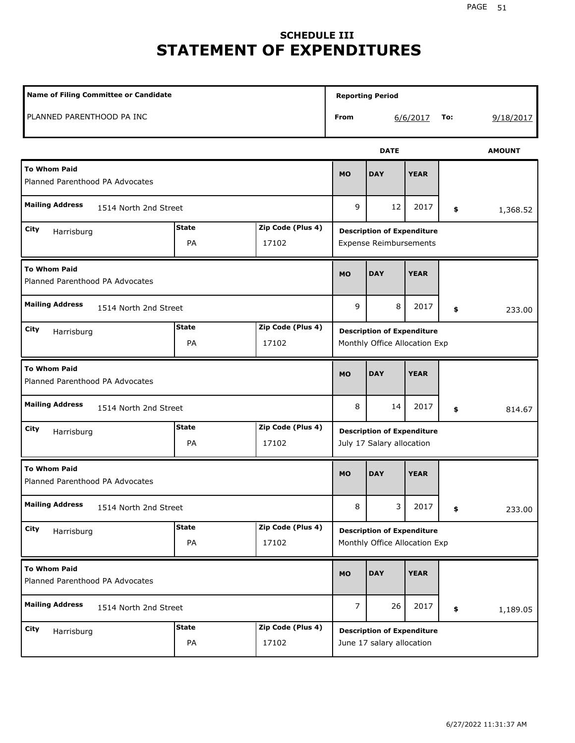## SCHEDULE III

# STATEMENT OF EXPENDITURES

| Name of Filing Committee or Candidate | Reporting Period |
|---|---|
| PLANNED PARENTHOOD PA INC | From 6/6/2017 To: 9/18/2017 |

| To Whom Paid | Mailing Address | City | State | Zip Code (Plus 4) | MO | DAY | YEAR | AMOUNT | Description of Expenditure |
|---|---|---|---|---|---|---|---|---|---|
| Planned Parenthood PA Advocates | 1514 North 2nd Street | Harrisburg | PA | 17102 | 9 | 12 | 2017 | $ 1,368.52 | Expense Reimbursements |
| Planned Parenthood PA Advocates | 1514 North 2nd Street | Harrisburg | PA | 17102 | 9 | 8 | 2017 | $ 233.00 | Monthly Office Allocation Exp |
| Planned Parenthood PA Advocates | 1514 North 2nd Street | Harrisburg | PA | 17102 | 8 | 14 | 2017 | $ 814.67 | July 17 Salary allocation |
| Planned Parenthood PA Advocates | 1514 North 2nd Street | Harrisburg | PA | 17102 | 8 | 3 | 2017 | $ 233.00 | Monthly Office Allocation Exp |
| Planned Parenthood PA Advocates | 1514 North 2nd Street | Harrisburg | PA | 17102 | 7 | 26 | 2017 | $ 1,189.05 | June 17 salary allocation |

6/27/2022 11:31:37 AM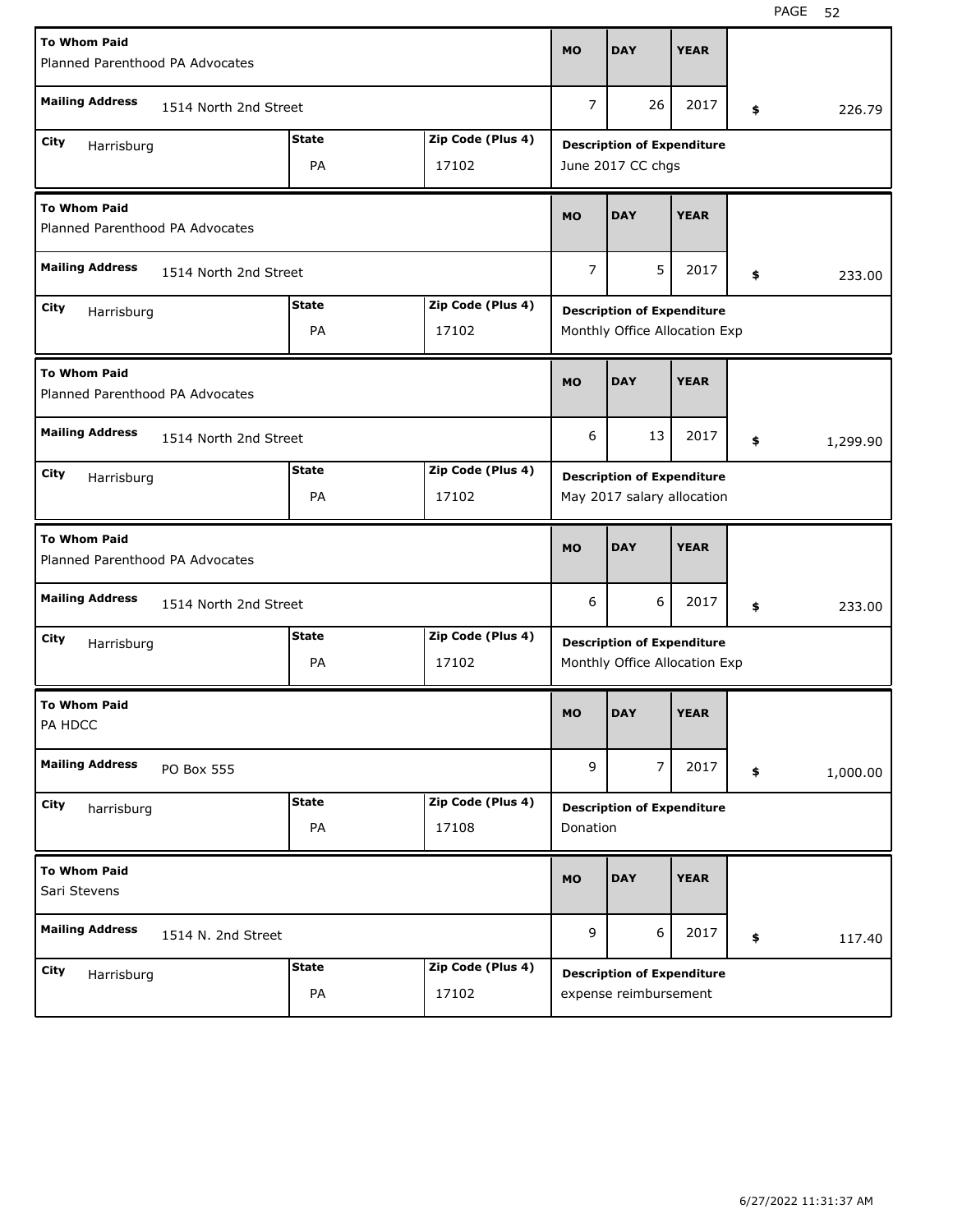| To Whom Paid | | | MO | DAY | YEAR | |
|---|---|---|---|---|---|---|
| Planned Parenthood PA Advocates | | | | | | |
| **Mailing Address** 1514 North 2nd Street | | | 7 | 26 | 2017 | $ 226.79 |
| **City** Harrisburg | **State** PA | **Zip Code (Plus 4)** 17102 | **Description of Expenditure** June 2017 CC chgs | | | |

| To Whom Paid | | | MO | DAY | YEAR | |
|---|---|---|---|---|---|---|
| Planned Parenthood PA Advocates | | | | | | |
| **Mailing Address** 1514 North 2nd Street | | | 7 | 5 | 2017 | $ 233.00 |
| **City** Harrisburg | **State** PA | **Zip Code (Plus 4)** 17102 | **Description of Expenditure** Monthly Office Allocation Exp | | | |

| To Whom Paid | | | MO | DAY | YEAR | |
|---|---|---|---|---|---|---|
| Planned Parenthood PA Advocates | | | | | | |
| **Mailing Address** 1514 North 2nd Street | | | 6 | 13 | 2017 | $ 1,299.90 |
| **City** Harrisburg | **State** PA | **Zip Code (Plus 4)** 17102 | **Description of Expenditure** May 2017 salary allocation | | | |

| To Whom Paid | | | MO | DAY | YEAR | |
|---|---|---|---|---|---|---|
| Planned Parenthood PA Advocates | | | | | | |
| **Mailing Address** 1514 North 2nd Street | | | 6 | 6 | 2017 | $ 233.00 |
| **City** Harrisburg | **State** PA | **Zip Code (Plus 4)** 17102 | **Description of Expenditure** Monthly Office Allocation Exp | | | |

| To Whom Paid | | | MO | DAY | YEAR | |
|---|---|---|---|---|---|---|
| PA HDCC | | | | | | |
| **Mailing Address** PO Box 555 | | | 9 | 7 | 2017 | $ 1,000.00 |
| **City** harrisburg | **State** PA | **Zip Code (Plus 4)** 17108 | **Description of Expenditure** Donation | | | |

| To Whom Paid | | | MO | DAY | YEAR | |
|---|---|---|---|---|---|---|
| Sari Stevens | | | | | | |
| **Mailing Address** 1514 N. 2nd Street | | | 9 | 6 | 2017 | $ 117.40 |
| **City** Harrisburg | **State** PA | **Zip Code (Plus 4)** 17102 | **Description of Expenditure** expense reimbursement | | | |

6/27/2022 11:31:37 AM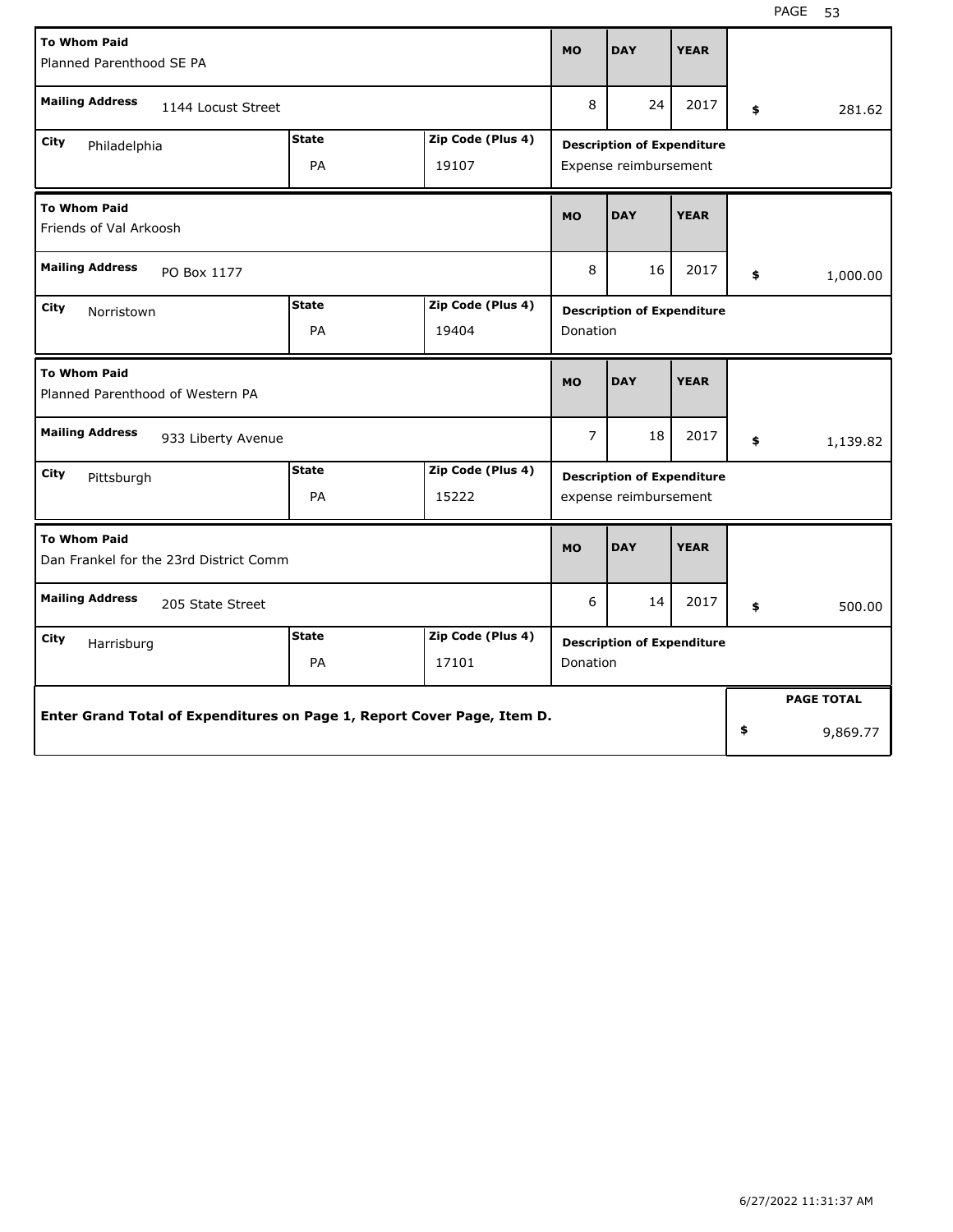| To Whom Paid | | | MO | DAY | YEAR | |
| --- | --- | --- | --- | --- | --- | --- |
| Planned Parenthood SE PA | | | | | | |
| **Mailing Address** 1144 Locust Street | | | 8 | 24 | 2017 | $ 281.62 |
| **City** Philadelphia | **State** PA | **Zip Code (Plus 4)** 19107 | **Description of Expenditure** Expense reimbursement | | | |

| To Whom Paid | | | MO | DAY | YEAR | |
| --- | --- | --- | --- | --- | --- | --- |
| Friends of Val Arkoosh | | | | | | |
| **Mailing Address** PO Box 1177 | | | 8 | 16 | 2017 | $ 1,000.00 |
| **City** Norristown | **State** PA | **Zip Code (Plus 4)** 19404 | **Description of Expenditure** Donation | | | |

| To Whom Paid | | | MO | DAY | YEAR | |
| --- | --- | --- | --- | --- | --- | --- |
| Planned Parenthood of Western PA | | | | | | |
| **Mailing Address** 933 Liberty Avenue | | | 7 | 18 | 2017 | $ 1,139.82 |
| **City** Pittsburgh | **State** PA | **Zip Code (Plus 4)** 15222 | **Description of Expenditure** expense reimbursement | | | |

| To Whom Paid | | | MO | DAY | YEAR | |
| --- | --- | --- | --- | --- | --- | --- |
| Dan Frankel for the 23rd District Comm | | | | | | |
| **Mailing Address** 205 State Street | | | 6 | 14 | 2017 | $ 500.00 |
| **City** Harrisburg | **State** PA | **Zip Code (Plus 4)** 17101 | **Description of Expenditure** Donation | | | |

**Enter Grand Total of Expenditures on Page 1, Report Cover Page, Item D.**

**PAGE TOTAL** $ 9,869.77

6/27/2022 11:31:37 AM